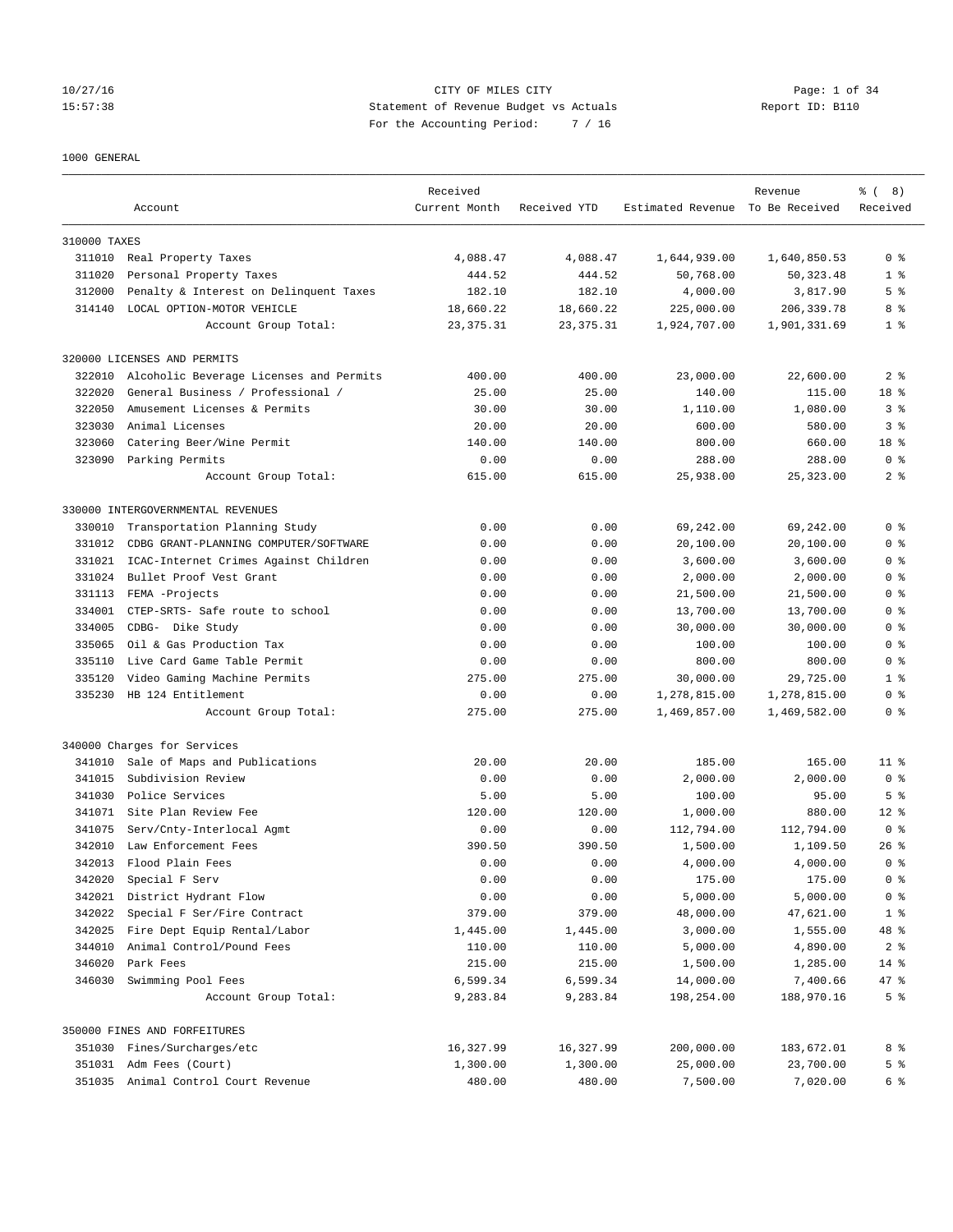CITY OF MILES CITY
Statement of Revenue Budget vs Actuals
For the Accounting Period: 7 / 16

Report ID: B110

10/27/16
15:57:38

1000 GENERAL

| Account | | Received Current Month | Received YTD | Estimated Revenue | Revenue To Be Received | % ( 8) Received |
|---|---|---|---|---|---|---|
| **310000 TAXES** | | | | | | |
| 311010 | Real Property Taxes | 4,088.47 | 4,088.47 | 1,644,939.00 | 1,640,850.53 | 0 % |
| 311020 | Personal Property Taxes | 444.52 | 444.52 | 50,768.00 | 50,323.48 | 1 % |
| 312000 | Penalty & Interest on Delinquent Taxes | 182.10 | 182.10 | 4,000.00 | 3,817.90 | 5 % |
| 314140 | LOCAL OPTION-MOTOR VEHICLE | 18,660.22 | 18,660.22 | 225,000.00 | 206,339.78 | 8 % |
| | Account Group Total: | 23,375.31 | 23,375.31 | 1,924,707.00 | 1,901,331.69 | 1 % |
| **320000 LICENSES AND PERMITS** | | | | | | |
| 322010 | Alcoholic Beverage Licenses and Permits | 400.00 | 400.00 | 23,000.00 | 22,600.00 | 2 % |
| 322020 | General Business / Professional / | 25.00 | 25.00 | 140.00 | 115.00 | 18 % |
| 322050 | Amusement Licenses & Permits | 30.00 | 30.00 | 1,110.00 | 1,080.00 | 3 % |
| 323030 | Animal Licenses | 20.00 | 20.00 | 600.00 | 580.00 | 3 % |
| 323060 | Catering Beer/Wine Permit | 140.00 | 140.00 | 800.00 | 660.00 | 18 % |
| 323090 | Parking Permits | 0.00 | 0.00 | 288.00 | 288.00 | 0 % |
| | Account Group Total: | 615.00 | 615.00 | 25,938.00 | 25,323.00 | 2 % |
| **330000 INTERGOVERNMENTAL REVENUES** | | | | | | |
| 330010 | Transportation Planning Study | 0.00 | 0.00 | 69,242.00 | 69,242.00 | 0 % |
| 331012 | CDBG GRANT-PLANNING COMPUTER/SOFTWARE | 0.00 | 0.00 | 20,100.00 | 20,100.00 | 0 % |
| 331021 | ICAC-Internet Crimes Against Children | 0.00 | 0.00 | 3,600.00 | 3,600.00 | 0 % |
| 331024 | Bullet Proof Vest Grant | 0.00 | 0.00 | 2,000.00 | 2,000.00 | 0 % |
| 331113 | FEMA -Projects | 0.00 | 0.00 | 21,500.00 | 21,500.00 | 0 % |
| 334001 | CTEP-SRTS- Safe route to school | 0.00 | 0.00 | 13,700.00 | 13,700.00 | 0 % |
| 334005 | CDBG- Dike Study | 0.00 | 0.00 | 30,000.00 | 30,000.00 | 0 % |
| 335065 | Oil & Gas Production Tax | 0.00 | 0.00 | 100.00 | 100.00 | 0 % |
| 335110 | Live Card Game Table Permit | 0.00 | 0.00 | 800.00 | 800.00 | 0 % |
| 335120 | Video Gaming Machine Permits | 275.00 | 275.00 | 30,000.00 | 29,725.00 | 1 % |
| 335230 | HB 124 Entitlement | 0.00 | 0.00 | 1,278,815.00 | 1,278,815.00 | 0 % |
| | Account Group Total: | 275.00 | 275.00 | 1,469,857.00 | 1,469,582.00 | 0 % |
| **340000 Charges for Services** | | | | | | |
| 341010 | Sale of Maps and Publications | 20.00 | 20.00 | 185.00 | 165.00 | 11 % |
| 341015 | Subdivision Review | 0.00 | 0.00 | 2,000.00 | 2,000.00 | 0 % |
| 341030 | Police Services | 5.00 | 5.00 | 100.00 | 95.00 | 5 % |
| 341071 | Site Plan Review Fee | 120.00 | 120.00 | 1,000.00 | 880.00 | 12 % |
| 341075 | Serv/Cnty-Interlocal Agmt | 0.00 | 0.00 | 112,794.00 | 112,794.00 | 0 % |
| 342010 | Law Enforcement Fees | 390.50 | 390.50 | 1,500.00 | 1,109.50 | 26 % |
| 342013 | Flood Plain Fees | 0.00 | 0.00 | 4,000.00 | 4,000.00 | 0 % |
| 342020 | Special F Serv | 0.00 | 0.00 | 175.00 | 175.00 | 0 % |
| 342021 | District Hydrant Flow | 0.00 | 0.00 | 5,000.00 | 5,000.00 | 0 % |
| 342022 | Special F Ser/Fire Contract | 379.00 | 379.00 | 48,000.00 | 47,621.00 | 1 % |
| 342025 | Fire Dept Equip Rental/Labor | 1,445.00 | 1,445.00 | 3,000.00 | 1,555.00 | 48 % |
| 344010 | Animal Control/Pound Fees | 110.00 | 110.00 | 5,000.00 | 4,890.00 | 2 % |
| 346020 | Park Fees | 215.00 | 215.00 | 1,500.00 | 1,285.00 | 14 % |
| 346030 | Swimming Pool Fees | 6,599.34 | 6,599.34 | 14,000.00 | 7,400.66 | 47 % |
| | Account Group Total: | 9,283.84 | 9,283.84 | 198,254.00 | 188,970.16 | 5 % |
| **350000 FINES AND FORFEITURES** | | | | | | |
| 351030 | Fines/Surcharges/etc | 16,327.99 | 16,327.99 | 200,000.00 | 183,672.01 | 8 % |
| 351031 | Adm Fees (Court) | 1,300.00 | 1,300.00 | 25,000.00 | 23,700.00 | 5 % |
| 351035 | Animal Control Court Revenue | 480.00 | 480.00 | 7,500.00 | 7,020.00 | 6 % |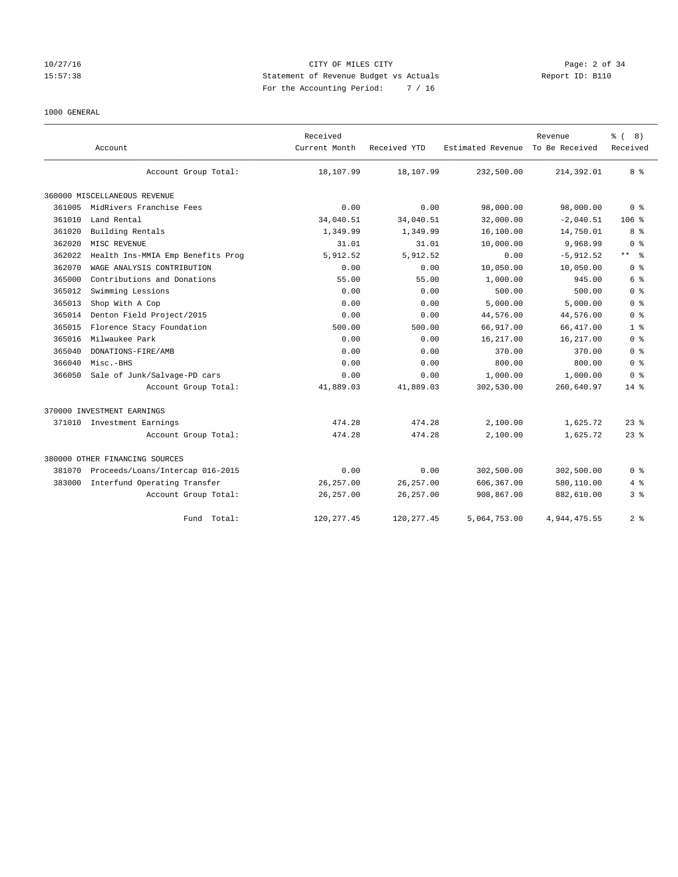CITY OF MILES CITY
Statement of Revenue Budget vs Actuals
For the Accounting Period: 7 / 16

1000 GENERAL

| Account | | Received Current Month | Received YTD | Estimated Revenue | Revenue To Be Received | % ( 8) Received |
|---|---|---|---|---|---|---|
| | Account Group Total: | 18,107.99 | 18,107.99 | 232,500.00 | 214,392.01 | 8 % |
| 360000 MISCELLANEOUS REVENUE | | | | | | |
| 361005 | MidRivers Franchise Fees | 0.00 | 0.00 | 98,000.00 | 98,000.00 | 0 % |
| 361010 | Land Rental | 34,040.51 | 34,040.51 | 32,000.00 | -2,040.51 | 106 % |
| 361020 | Building Rentals | 1,349.99 | 1,349.99 | 16,100.00 | 14,750.01 | 8 % |
| 362020 | MISC REVENUE | 31.01 | 31.01 | 10,000.00 | 9,968.99 | 0 % |
| 362022 | Health Ins-MMIA Emp Benefits Prog | 5,912.52 | 5,912.52 | 0.00 | -5,912.52 | ** % |
| 362070 | WAGE ANALYSIS CONTRIBUTION | 0.00 | 0.00 | 10,050.00 | 10,050.00 | 0 % |
| 365000 | Contributions and Donations | 55.00 | 55.00 | 1,000.00 | 945.00 | 6 % |
| 365012 | Swimming Lessions | 0.00 | 0.00 | 500.00 | 500.00 | 0 % |
| 365013 | Shop With A Cop | 0.00 | 0.00 | 5,000.00 | 5,000.00 | 0 % |
| 365014 | Denton Field Project/2015 | 0.00 | 0.00 | 44,576.00 | 44,576.00 | 0 % |
| 365015 | Florence Stacy Foundation | 500.00 | 500.00 | 66,917.00 | 66,417.00 | 1 % |
| 365016 | Milwaukee Park | 0.00 | 0.00 | 16,217.00 | 16,217.00 | 0 % |
| 365040 | DONATIONS-FIRE/AMB | 0.00 | 0.00 | 370.00 | 370.00 | 0 % |
| 366040 | Misc.-BHS | 0.00 | 0.00 | 800.00 | 800.00 | 0 % |
| 366050 | Sale of Junk/Salvage-PD cars | 0.00 | 0.00 | 1,000.00 | 1,000.00 | 0 % |
| | Account Group Total: | 41,889.03 | 41,889.03 | 302,530.00 | 260,640.97 | 14 % |
| 370000 INVESTMENT EARNINGS | | | | | | |
| 371010 | Investment Earnings | 474.28 | 474.28 | 2,100.00 | 1,625.72 | 23 % |
| | Account Group Total: | 474.28 | 474.28 | 2,100.00 | 1,625.72 | 23 % |
| 380000 OTHER FINANCING SOURCES | | | | | | |
| 381070 | Proceeds/Loans/Intercap 016-2015 | 0.00 | 0.00 | 302,500.00 | 302,500.00 | 0 % |
| 383000 | Interfund Operating Transfer | 26,257.00 | 26,257.00 | 606,367.00 | 580,110.00 | 4 % |
| | Account Group Total: | 26,257.00 | 26,257.00 | 908,867.00 | 882,610.00 | 3 % |
| | Fund Total: | 120,277.45 | 120,277.45 | 5,064,753.00 | 4,944,475.55 | 2 % |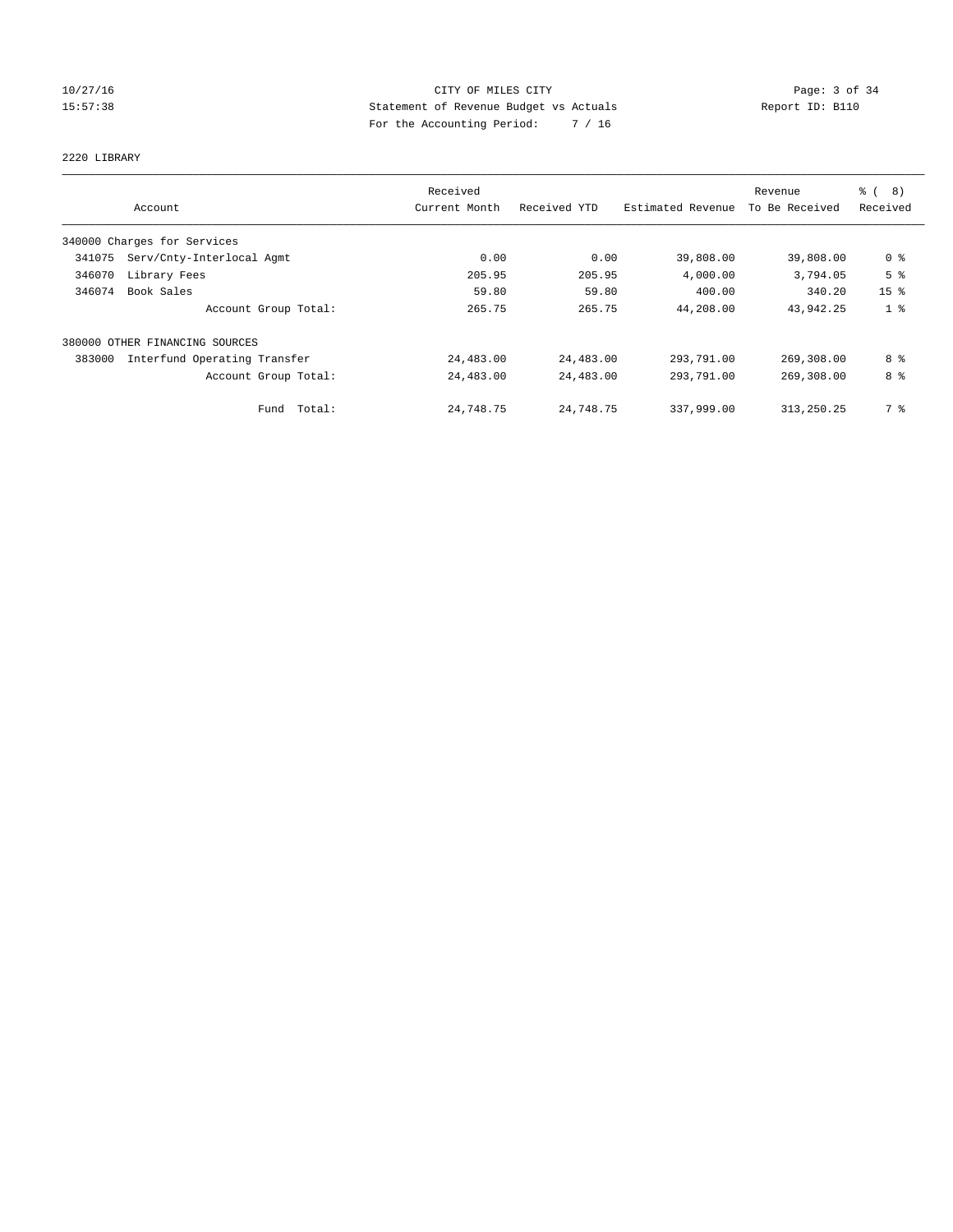CITY OF MILES CITY
Statement of Revenue Budget vs Actuals
For the Accounting Period: 7 / 16

10/27/16
15:57:38

Report ID: B110

## 2220 LIBRARY

| Account | | Received Current Month | Received YTD | Estimated Revenue | Revenue To Be Received | % ( 8) Received |
|---|---|---|---|---|---|---|
| 340000 Charges for Services | | | | | | |
| 341075 | Serv/Cnty-Interlocal Agmt | 0.00 | 0.00 | 39,808.00 | 39,808.00 | 0 % |
| 346070 | Library Fees | 205.95 | 205.95 | 4,000.00 | 3,794.05 | 5 % |
| 346074 | Book Sales | 59.80 | 59.80 | 400.00 | 340.20 | 15 % |
| | Account Group Total: | 265.75 | 265.75 | 44,208.00 | 43,942.25 | 1 % |
| 380000 OTHER FINANCING SOURCES | | | | | | |
| 383000 | Interfund Operating Transfer | 24,483.00 | 24,483.00 | 293,791.00 | 269,308.00 | 8 % |
| | Account Group Total: | 24,483.00 | 24,483.00 | 293,791.00 | 269,308.00 | 8 % |
| | Fund Total: | 24,748.75 | 24,748.75 | 337,999.00 | 313,250.25 | 7 % |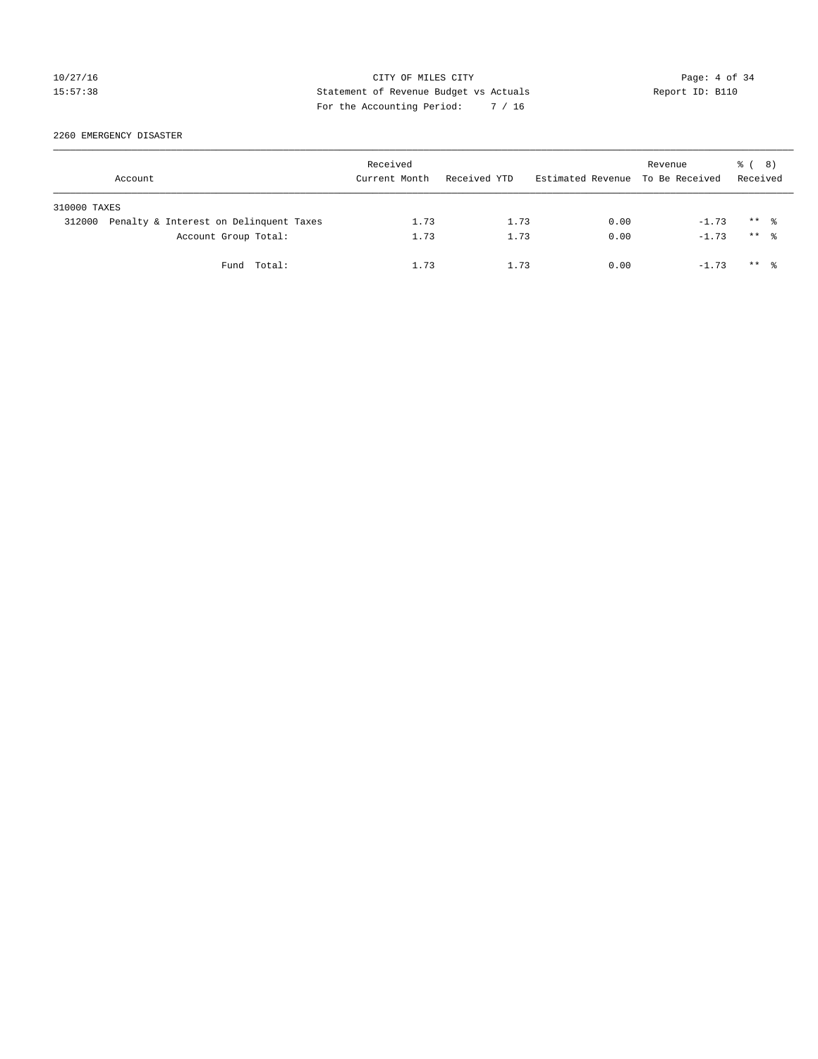CITY OF MILES CITY
Statement of Revenue Budget vs Actuals
For the Accounting Period: 7 / 16

2260 EMERGENCY DISASTER

| Account | Received Current Month | Received YTD | Estimated Revenue | Revenue To Be Received | % ( 8) Received |
|---|---|---|---|---|---|
| 310000 TAXES | | | | | |
| 312000 Penalty & Interest on Delinquent Taxes | 1.73 | 1.73 | 0.00 | -1.73 | ** % |
| Account Group Total: | 1.73 | 1.73 | 0.00 | -1.73 | ** % |
| Fund Total: | 1.73 | 1.73 | 0.00 | -1.73 | ** % |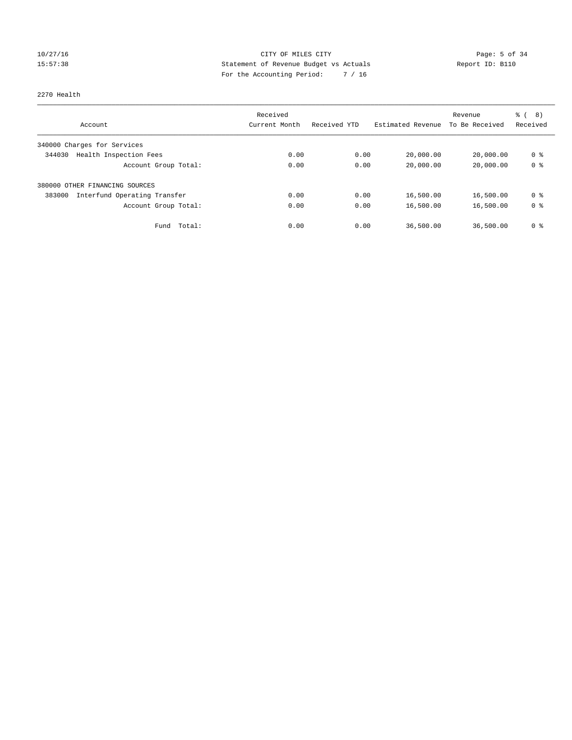CITY OF MILES CITY
Statement of Revenue Budget vs Actuals
For the Accounting Period: 7 / 16

10/27/16
15:57:38

Report ID: B110

2270 Health

| Account | Received Current Month | Received YTD | Estimated Revenue | Revenue To Be Received | % ( 8) Received |
|---|---|---|---|---|---|
| 340000 Charges for Services | | | | | |
| 344030 Health Inspection Fees | 0.00 | 0.00 | 20,000.00 | 20,000.00 | 0 % |
| Account Group Total: | 0.00 | 0.00 | 20,000.00 | 20,000.00 | 0 % |
| 380000 OTHER FINANCING SOURCES | | | | | |
| 383000 Interfund Operating Transfer | 0.00 | 0.00 | 16,500.00 | 16,500.00 | 0 % |
| Account Group Total: | 0.00 | 0.00 | 16,500.00 | 16,500.00 | 0 % |
| Fund Total: | 0.00 | 0.00 | 36,500.00 | 36,500.00 | 0 % |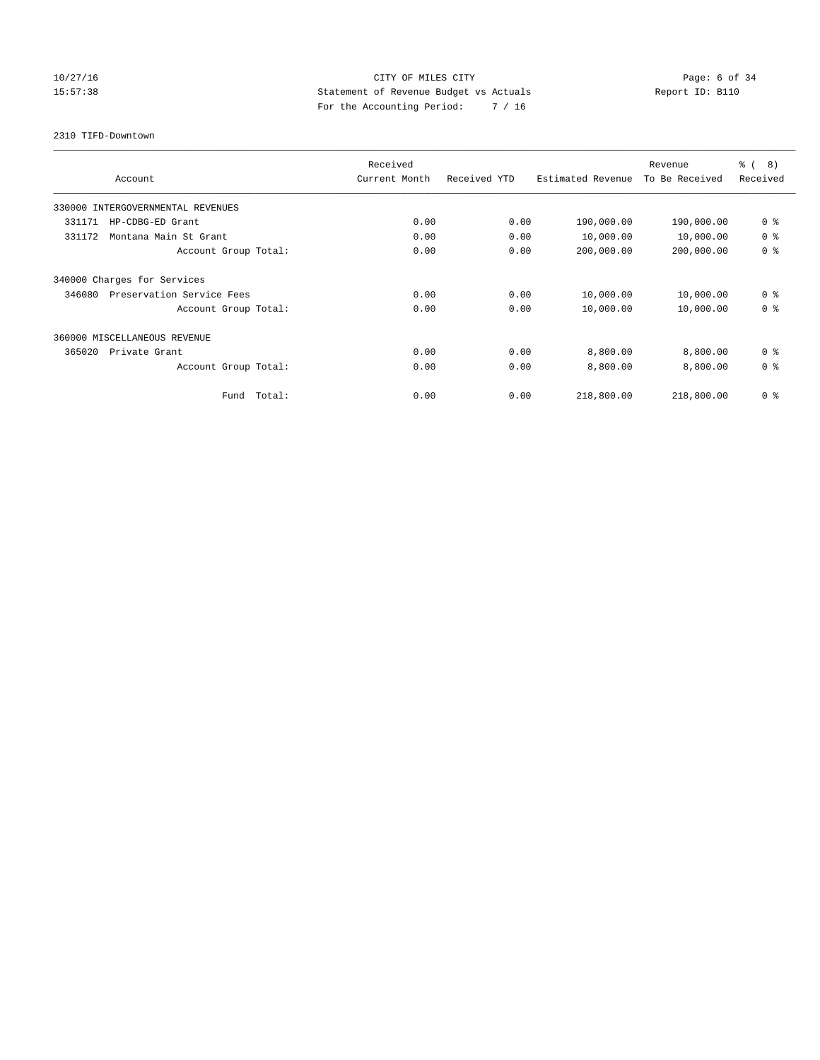CITY OF MILES CITY
Statement of Revenue Budget vs Actuals
For the Accounting Period: 7 / 16

10/27/16
15:57:38

Report ID: B110

## 2310 TIFD-Downtown

| Account | Received Current Month | Received YTD | Estimated Revenue | Revenue To Be Received | % ( 8) Received |
|---|---|---|---|---|---|
| 330000 INTERGOVERNMENTAL REVENUES | | | | | |
| 331171 HP-CDBG-ED Grant | 0.00 | 0.00 | 190,000.00 | 190,000.00 | 0 % |
| 331172 Montana Main St Grant | 0.00 | 0.00 | 10,000.00 | 10,000.00 | 0 % |
| Account Group Total: | 0.00 | 0.00 | 200,000.00 | 200,000.00 | 0 % |
| 340000 Charges for Services | | | | | |
| 346080 Preservation Service Fees | 0.00 | 0.00 | 10,000.00 | 10,000.00 | 0 % |
| Account Group Total: | 0.00 | 0.00 | 10,000.00 | 10,000.00 | 0 % |
| 360000 MISCELLANEOUS REVENUE | | | | | |
| 365020 Private Grant | 0.00 | 0.00 | 8,800.00 | 8,800.00 | 0 % |
| Account Group Total: | 0.00 | 0.00 | 8,800.00 | 8,800.00 | 0 % |
| Fund Total: | 0.00 | 0.00 | 218,800.00 | 218,800.00 | 0 % |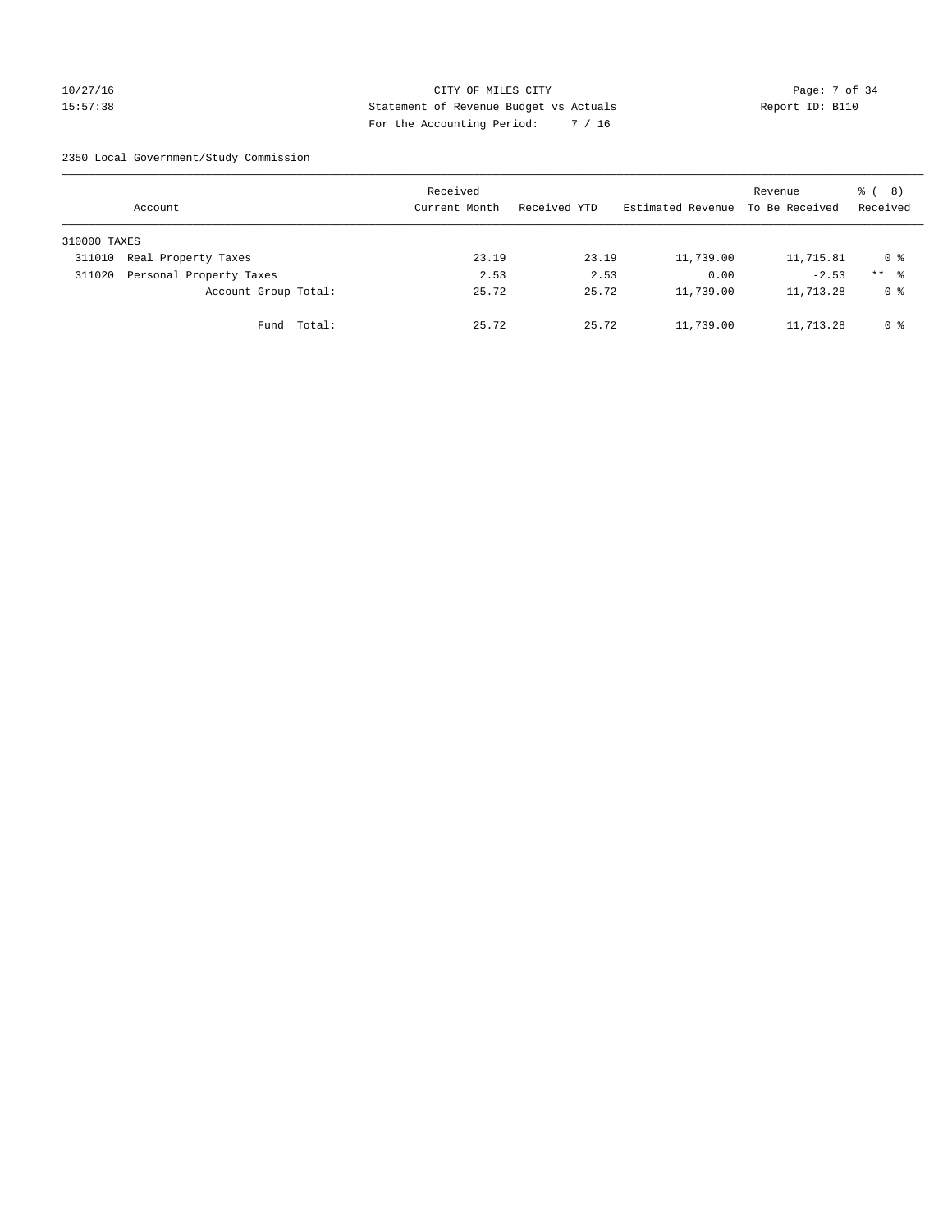CITY OF MILES CITY
Statement of Revenue Budget vs Actuals
For the Accounting Period: 7 / 16

10/27/16
15:57:38

Report ID: B110

2350 Local Government/Study Commission

| Account | Received Current Month | Received YTD | Estimated Revenue | Revenue To Be Received | % ( 8) Received |
|---|---|---|---|---|---|
| 310000 TAXES | | | | | |
| 311010 Real Property Taxes | 23.19 | 23.19 | 11,739.00 | 11,715.81 | 0 % |
| 311020 Personal Property Taxes | 2.53 | 2.53 | 0.00 | -2.53 | ** % |
| Account Group Total: | 25.72 | 25.72 | 11,739.00 | 11,713.28 | 0 % |
| Fund Total: | 25.72 | 25.72 | 11,739.00 | 11,713.28 | 0 % |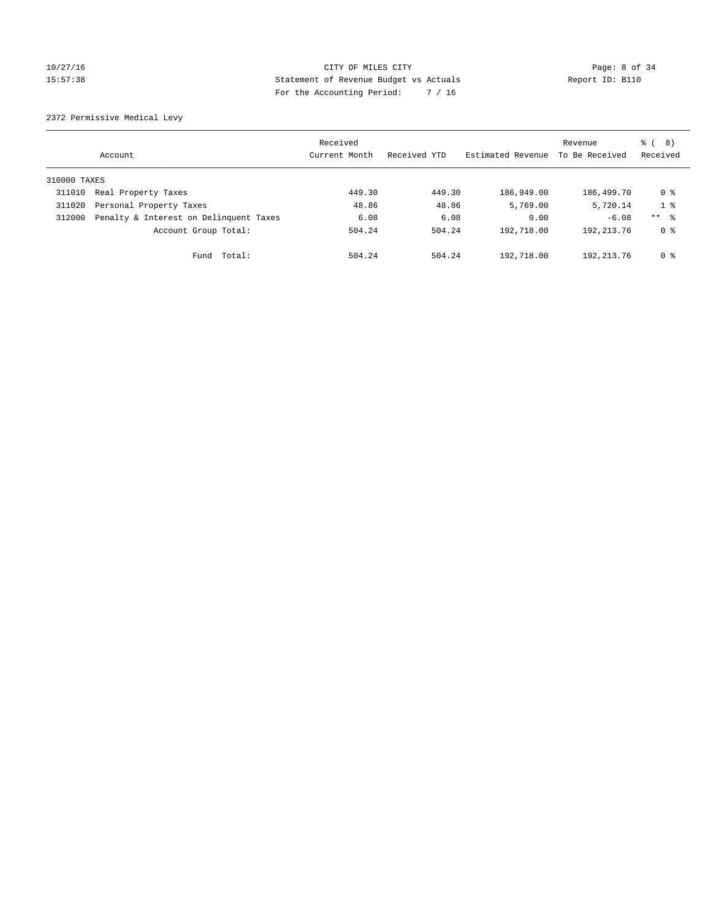CITY OF MILES CITY
Statement of Revenue Budget vs Actuals
For the Accounting Period: 7 / 16

10/27/16
15:57:38

Report ID: B110

2372 Permissive Medical Levy

| Account | | Received Current Month | Received YTD | Estimated Revenue | Revenue To Be Received | % ( 8) Received |
|---|---|---|---|---|---|---|
| 310000 TAXES | | | | | | |
| 311010 | Real Property Taxes | 449.30 | 449.30 | 186,949.00 | 186,499.70 | 0 % |
| 311020 | Personal Property Taxes | 48.86 | 48.86 | 5,769.00 | 5,720.14 | 1 % |
| 312000 | Penalty & Interest on Delinquent Taxes | 6.08 | 6.08 | 0.00 | -6.08 | ** % |
| | Account Group Total: | 504.24 | 504.24 | 192,718.00 | 192,213.76 | 0 % |
| | Fund Total: | 504.24 | 504.24 | 192,718.00 | 192,213.76 | 0 % |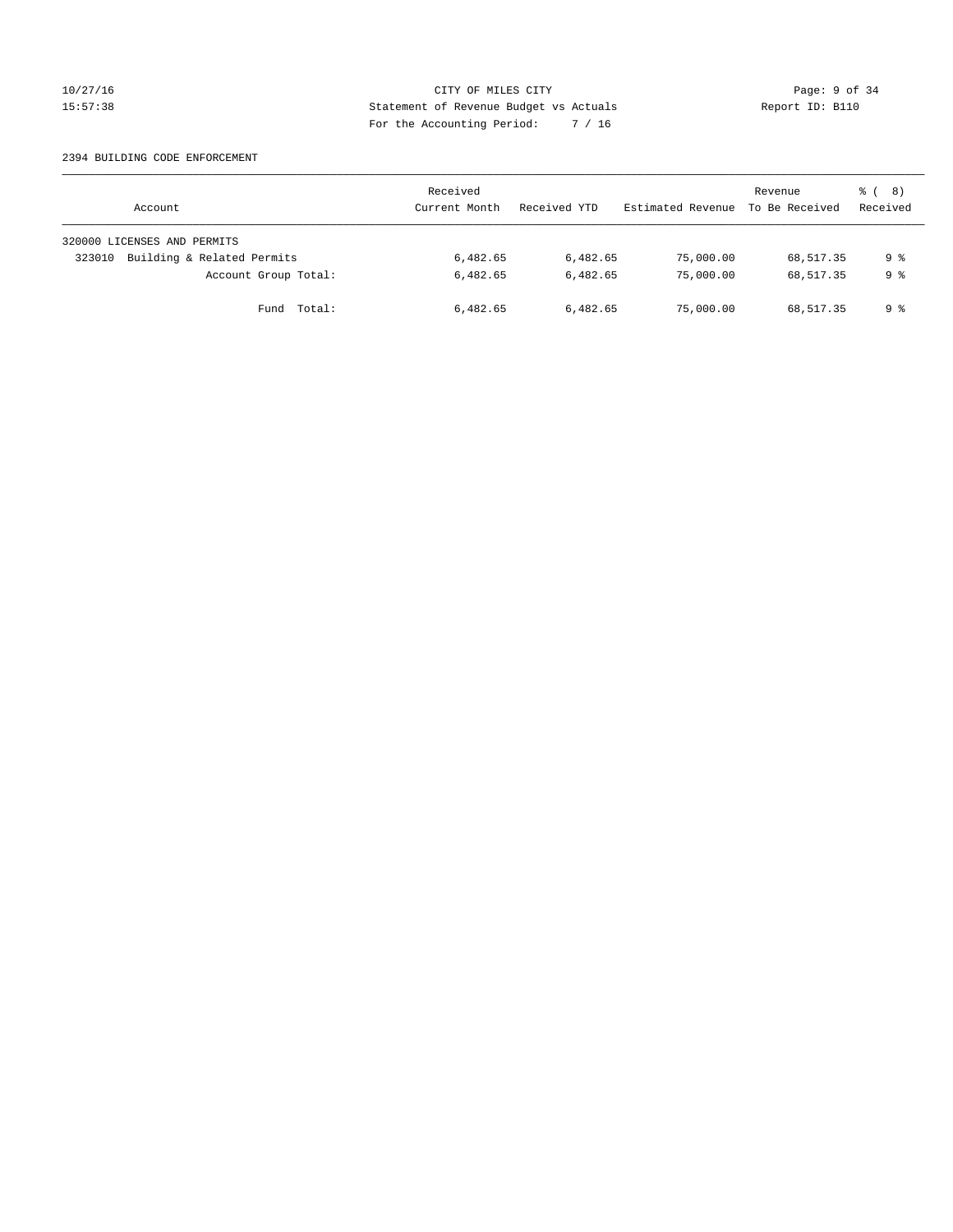CITY OF MILES CITY
Statement of Revenue Budget vs Actuals
For the Accounting Period: 7 / 16

10/27/16
15:57:38

Report ID: B110

2394 BUILDING CODE ENFORCEMENT

| Account | Received Current Month | Received YTD | Estimated Revenue | Revenue To Be Received | % ( 8) Received |
|---|---|---|---|---|---|
| 320000 LICENSES AND PERMITS | | | | | |
| 323010 Building & Related Permits | 6,482.65 | 6,482.65 | 75,000.00 | 68,517.35 | 9 % |
| Account Group Total: | 6,482.65 | 6,482.65 | 75,000.00 | 68,517.35 | 9 % |
| Fund Total: | 6,482.65 | 6,482.65 | 75,000.00 | 68,517.35 | 9 % |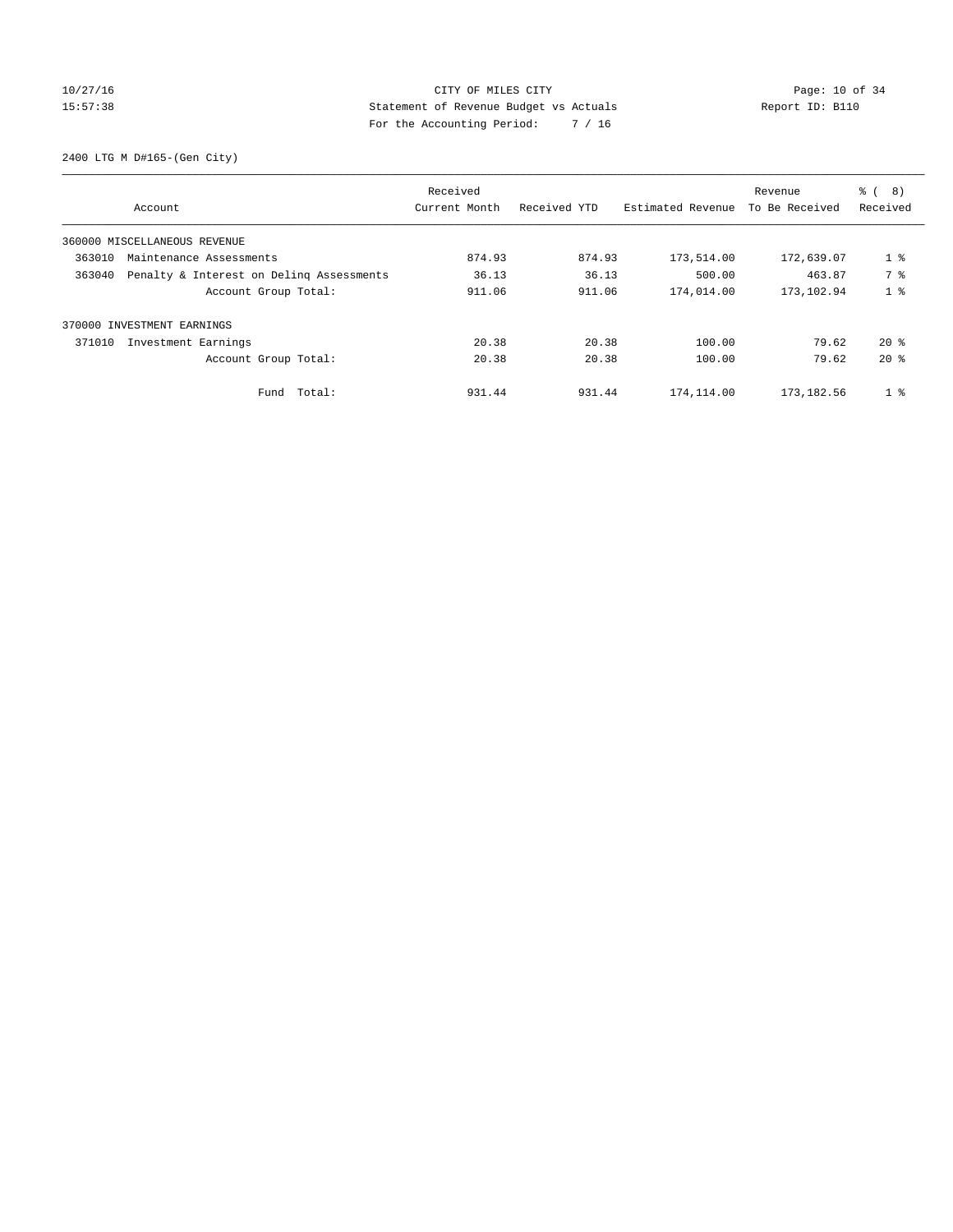CITY OF MILES CITY

Statement of Revenue Budget vs Actuals

For the Accounting Period: 7 / 16

10/27/16 15:57:38 Report ID: B110

2400 LTG M D#165-(Gen City)

| Account | Received Current Month | Received YTD | Estimated Revenue | Revenue To Be Received | % ( 8) Received |
|---|---|---|---|---|---|
| 360000 MISCELLANEOUS REVENUE | | | | | |
| 363010 Maintenance Assessments | 874.93 | 874.93 | 173,514.00 | 172,639.07 | 1 % |
| 363040 Penalty & Interest on Delinq Assessments | 36.13 | 36.13 | 500.00 | 463.87 | 7 % |
| Account Group Total: | 911.06 | 911.06 | 174,014.00 | 173,102.94 | 1 % |
| 370000 INVESTMENT EARNINGS | | | | | |
| 371010 Investment Earnings | 20.38 | 20.38 | 100.00 | 79.62 | 20 % |
| Account Group Total: | 20.38 | 20.38 | 100.00 | 79.62 | 20 % |
| Fund Total: | 931.44 | 931.44 | 174,114.00 | 173,182.56 | 1 % |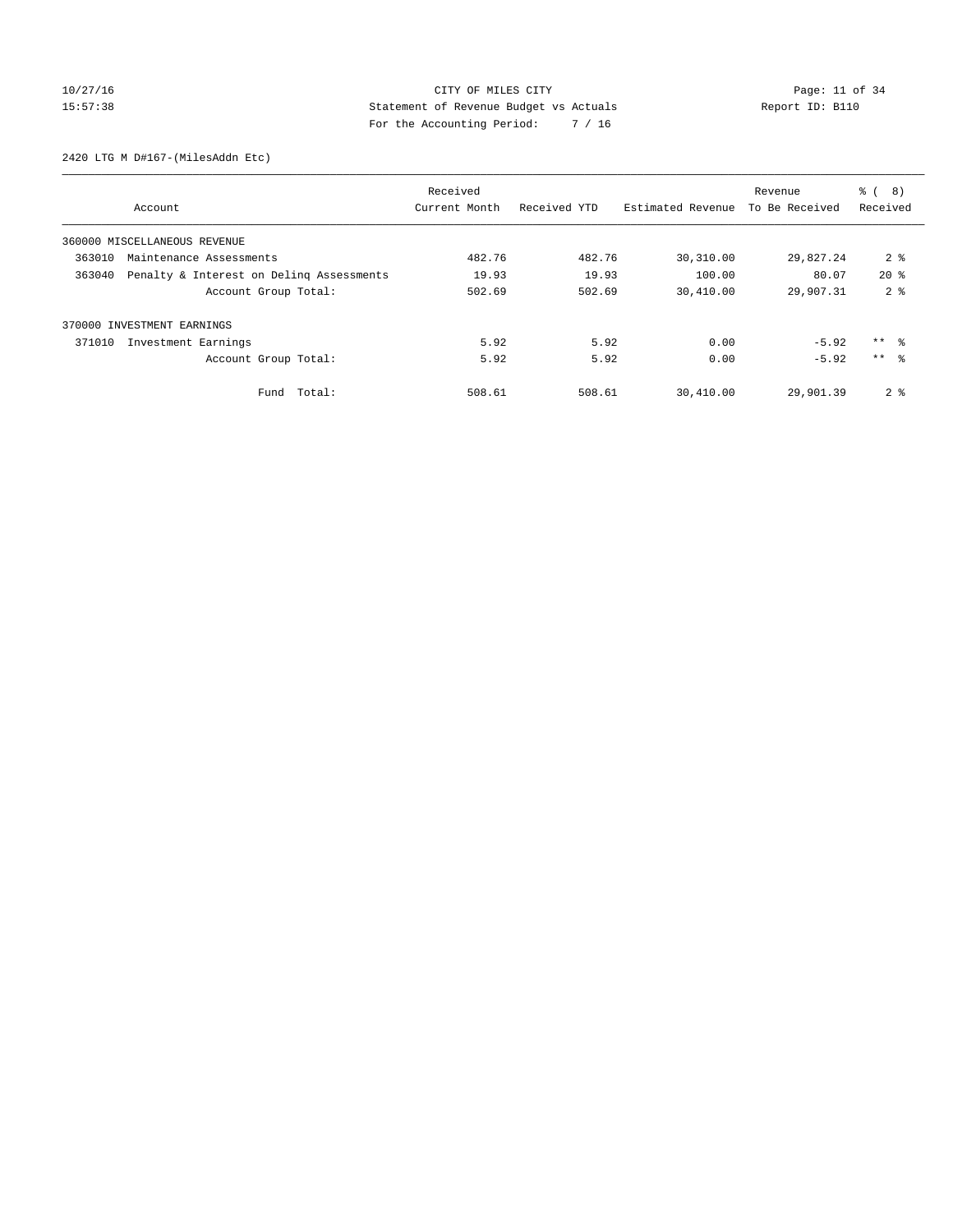CITY OF MILES CITY
Statement of Revenue Budget vs Actuals
For the Accounting Period: 7 / 16

10/27/16
15:57:38

Report ID: B110

2420 LTG M D#167-(MilesAddn Etc)

| Account | Received Current Month | Received YTD | Estimated Revenue | Revenue To Be Received | % ( 8) Received |
|---|---|---|---|---|---|
| 360000 MISCELLANEOUS REVENUE | | | | | |
| 363010 Maintenance Assessments | 482.76 | 482.76 | 30,310.00 | 29,827.24 | 2 % |
| 363040 Penalty & Interest on Delinq Assessments | 19.93 | 19.93 | 100.00 | 80.07 | 20 % |
| Account Group Total: | 502.69 | 502.69 | 30,410.00 | 29,907.31 | 2 % |
| 370000 INVESTMENT EARNINGS | | | | | |
| 371010 Investment Earnings | 5.92 | 5.92 | 0.00 | -5.92 | ** % |
| Account Group Total: | 5.92 | 5.92 | 0.00 | -5.92 | ** % |
| Fund Total: | 508.61 | 508.61 | 30,410.00 | 29,901.39 | 2 % |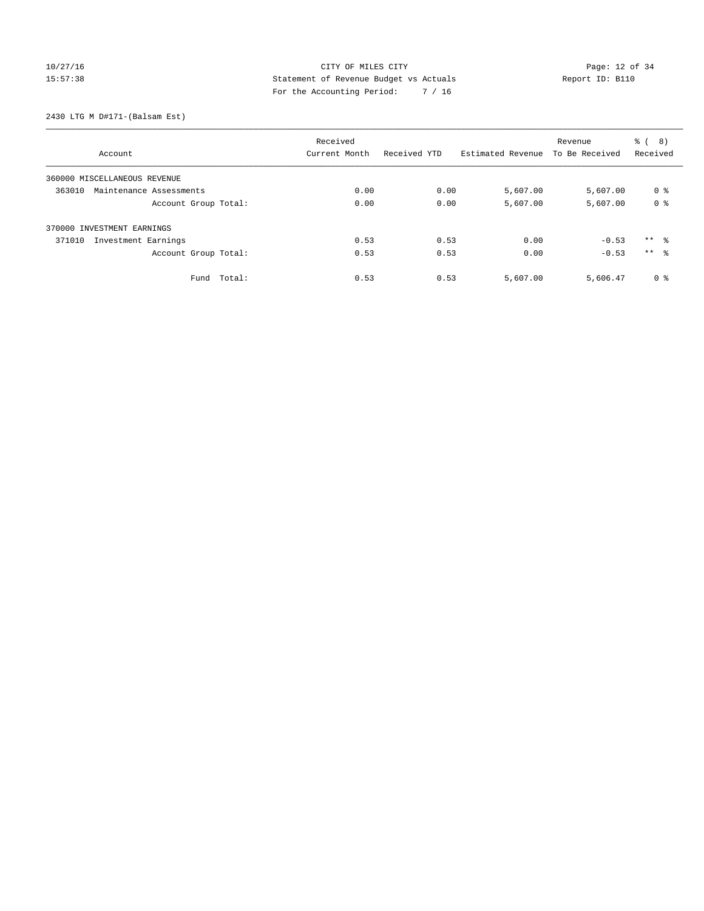CITY OF MILES CITY
Statement of Revenue Budget vs Actuals
For the Accounting Period: 7 / 16

2430 LTG M D#171-(Balsam Est)

| Account | Received Current Month | Received YTD | Estimated Revenue | Revenue To Be Received | % ( 8) Received |
|---|---|---|---|---|---|
| 360000 MISCELLANEOUS REVENUE | | | | | |
| 363010 Maintenance Assessments | 0.00 | 0.00 | 5,607.00 | 5,607.00 | 0 % |
| Account Group Total: | 0.00 | 0.00 | 5,607.00 | 5,607.00 | 0 % |
| 370000 INVESTMENT EARNINGS | | | | | |
| 371010 Investment Earnings | 0.53 | 0.53 | 0.00 | -0.53 | ** % |
| Account Group Total: | 0.53 | 0.53 | 0.00 | -0.53 | ** % |
| Fund Total: | 0.53 | 0.53 | 5,607.00 | 5,606.47 | 0 % |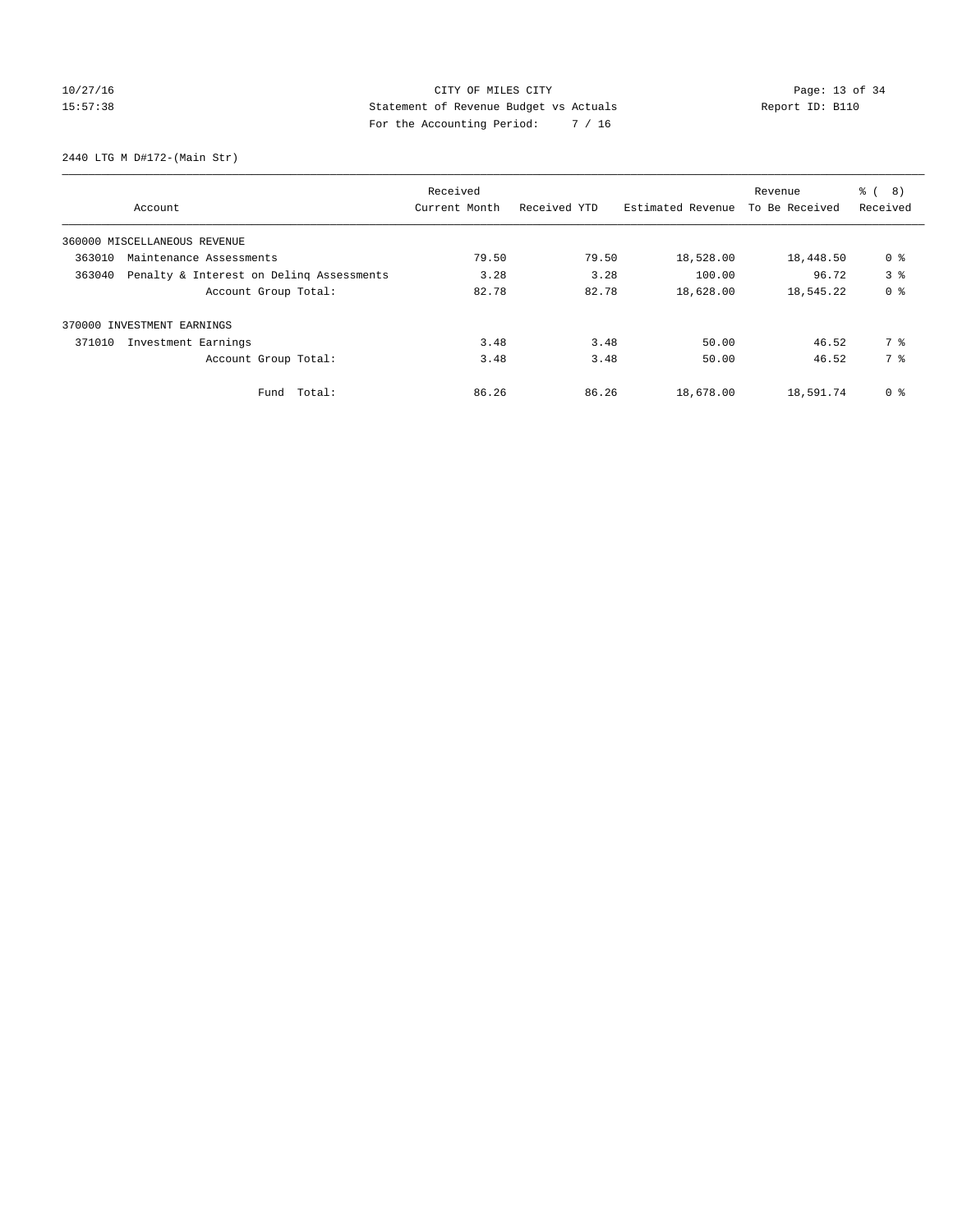CITY OF MILES CITY
Statement of Revenue Budget vs Actuals
For the Accounting Period: 7 / 16

10/27/16
15:57:38

Report ID: B110

2440 LTG M D#172-(Main Str)

| Account | Received Current Month | Received YTD | Estimated Revenue | Revenue To Be Received | % ( 8) Received |
|---|---|---|---|---|---|
| 360000 MISCELLANEOUS REVENUE | | | | | |
| 363010 Maintenance Assessments | 79.50 | 79.50 | 18,528.00 | 18,448.50 | 0 % |
| 363040 Penalty & Interest on Delinq Assessments | 3.28 | 3.28 | 100.00 | 96.72 | 3 % |
| Account Group Total: | 82.78 | 82.78 | 18,628.00 | 18,545.22 | 0 % |
| 370000 INVESTMENT EARNINGS | | | | | |
| 371010 Investment Earnings | 3.48 | 3.48 | 50.00 | 46.52 | 7 % |
| Account Group Total: | 3.48 | 3.48 | 50.00 | 46.52 | 7 % |
| Fund Total: | 86.26 | 86.26 | 18,678.00 | 18,591.74 | 0 % |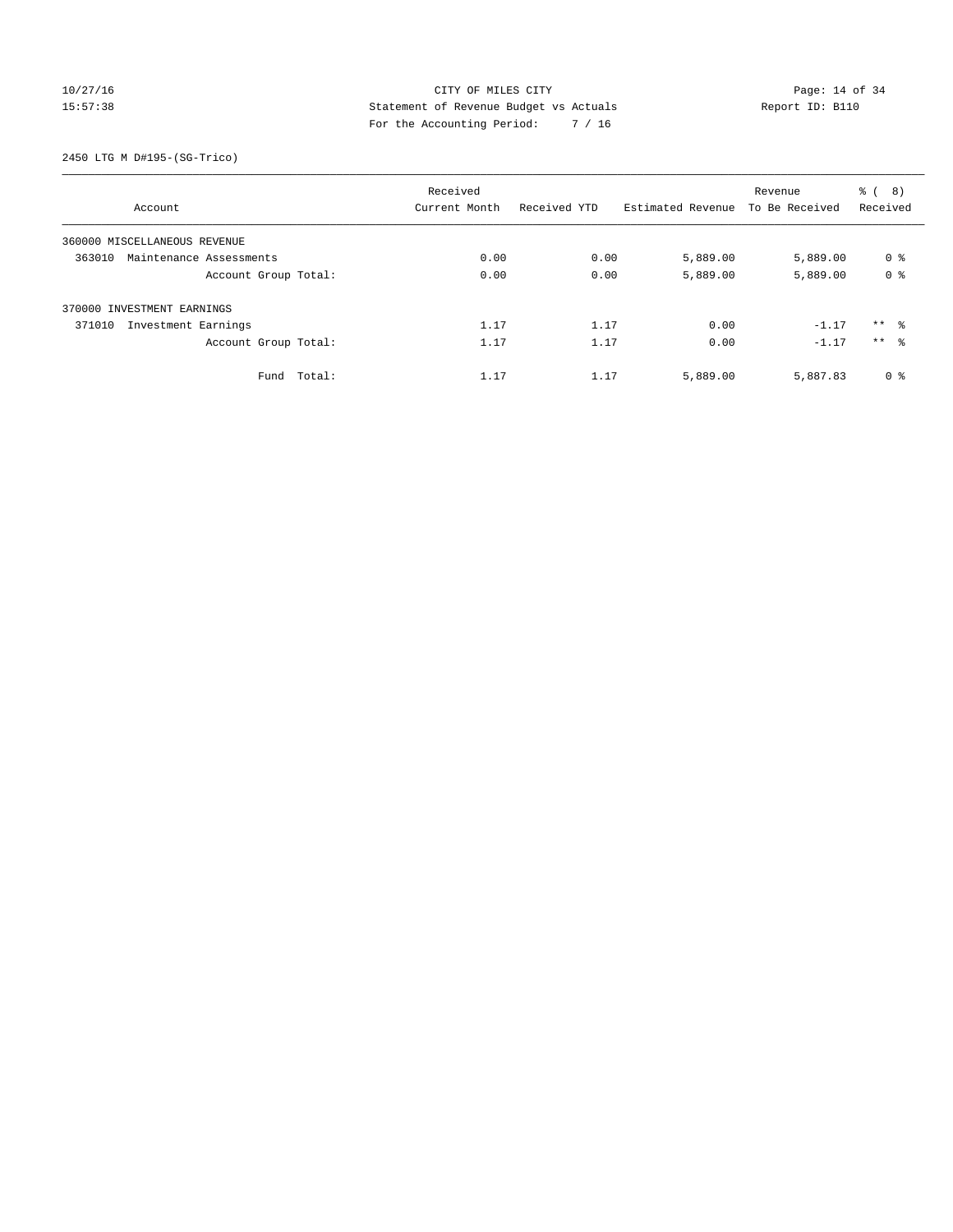CITY OF MILES CITY
Statement of Revenue Budget vs Actuals
For the Accounting Period: 7 / 16

2450 LTG M D#195-(SG-Trico)

| Account | Received Current Month | Received YTD | Estimated Revenue | Revenue To Be Received | % ( 8) Received |
|---|---|---|---|---|---|
| 360000 MISCELLANEOUS REVENUE | | | | | |
| 363010 Maintenance Assessments | 0.00 | 0.00 | 5,889.00 | 5,889.00 | 0 % |
| Account Group Total: | 0.00 | 0.00 | 5,889.00 | 5,889.00 | 0 % |
| 370000 INVESTMENT EARNINGS | | | | | |
| 371010 Investment Earnings | 1.17 | 1.17 | 0.00 | -1.17 | ** % |
| Account Group Total: | 1.17 | 1.17 | 0.00 | -1.17 | ** % |
| Fund Total: | 1.17 | 1.17 | 5,889.00 | 5,887.83 | 0 % |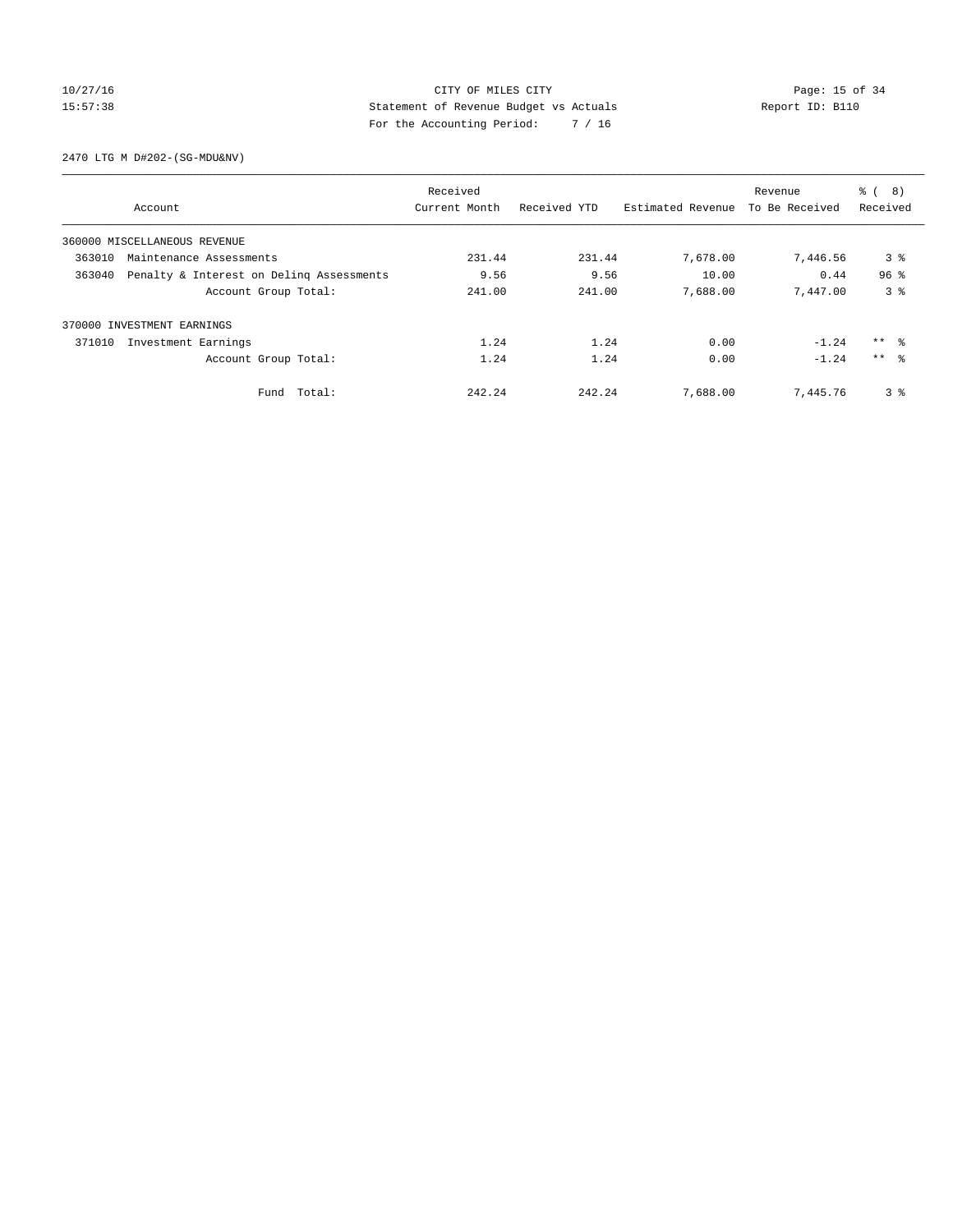CITY OF MILES CITY
Statement of Revenue Budget vs Actuals
For the Accounting Period: 7 / 16

10/27/16
15:57:38

Report ID: B110

2470 LTG M D#202-(SG-MDU&NV)

| Account | Received Current Month | Received YTD | Estimated Revenue | Revenue To Be Received | % ( 8) Received |
|---|---|---|---|---|---|
| 360000 MISCELLANEOUS REVENUE | | | | | |
| 363010 Maintenance Assessments | 231.44 | 231.44 | 7,678.00 | 7,446.56 | 3 % |
| 363040 Penalty & Interest on Delinq Assessments | 9.56 | 9.56 | 10.00 | 0.44 | 96 % |
| Account Group Total: | 241.00 | 241.00 | 7,688.00 | 7,447.00 | 3 % |
| 370000 INVESTMENT EARNINGS | | | | | |
| 371010 Investment Earnings | 1.24 | 1.24 | 0.00 | -1.24 | ** % |
| Account Group Total: | 1.24 | 1.24 | 0.00 | -1.24 | ** % |
| Fund Total: | 242.24 | 242.24 | 7,688.00 | 7,445.76 | 3 % |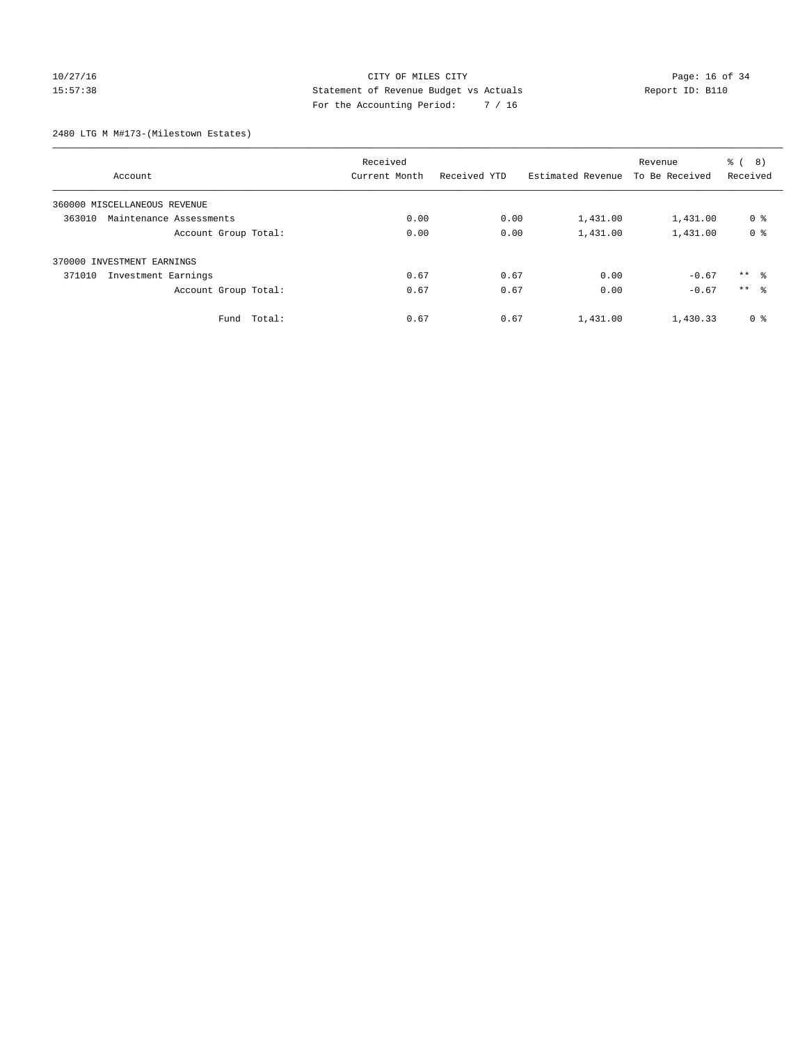CITY OF MILES CITY

Statement of Revenue Budget vs Actuals

For the Accounting Period: 7 / 16

2480 LTG M M#173-(Milestown Estates)

| Account | Received Current Month | Received YTD | Estimated Revenue | Revenue To Be Received | % ( 8) Received |
|---|---|---|---|---|---|
| 360000 MISCELLANEOUS REVENUE | | | | | |
| 363010 Maintenance Assessments | 0.00 | 0.00 | 1,431.00 | 1,431.00 | 0 % |
| Account Group Total: | 0.00 | 0.00 | 1,431.00 | 1,431.00 | 0 % |
| 370000 INVESTMENT EARNINGS | | | | | |
| 371010 Investment Earnings | 0.67 | 0.67 | 0.00 | -0.67 | ** % |
| Account Group Total: | 0.67 | 0.67 | 0.00 | -0.67 | ** % |
| Fund Total: | 0.67 | 0.67 | 1,431.00 | 1,430.33 | 0 % |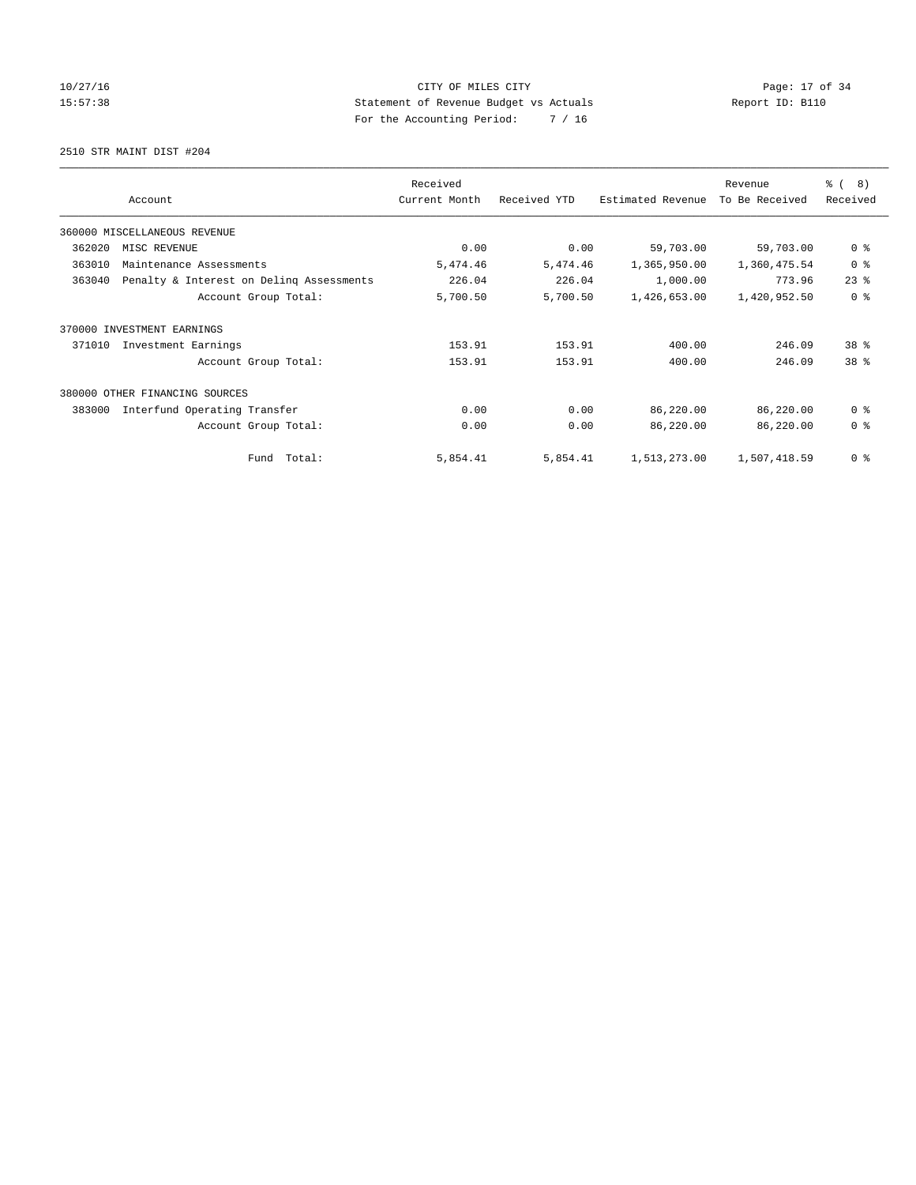CITY OF MILES CITY
Statement of Revenue Budget vs Actuals
For the Accounting Period: 7 / 16

2510 STR MAINT DIST #204

| Account | Received Current Month | Received YTD | Estimated Revenue | Revenue To Be Received | % ( 8) Received |
|---|---|---|---|---|---|
| 360000 MISCELLANEOUS REVENUE | | | | | |
| 362020 MISC REVENUE | 0.00 | 0.00 | 59,703.00 | 59,703.00 | 0 % |
| 363010 Maintenance Assessments | 5,474.46 | 5,474.46 | 1,365,950.00 | 1,360,475.54 | 0 % |
| 363040 Penalty & Interest on Delinq Assessments | 226.04 | 226.04 | 1,000.00 | 773.96 | 23 % |
| Account Group Total: | 5,700.50 | 5,700.50 | 1,426,653.00 | 1,420,952.50 | 0 % |
| 370000 INVESTMENT EARNINGS | | | | | |
| 371010 Investment Earnings | 153.91 | 153.91 | 400.00 | 246.09 | 38 % |
| Account Group Total: | 153.91 | 153.91 | 400.00 | 246.09 | 38 % |
| 380000 OTHER FINANCING SOURCES | | | | | |
| 383000 Interfund Operating Transfer | 0.00 | 0.00 | 86,220.00 | 86,220.00 | 0 % |
| Account Group Total: | 0.00 | 0.00 | 86,220.00 | 86,220.00 | 0 % |
| Fund Total: | 5,854.41 | 5,854.41 | 1,513,273.00 | 1,507,418.59 | 0 % |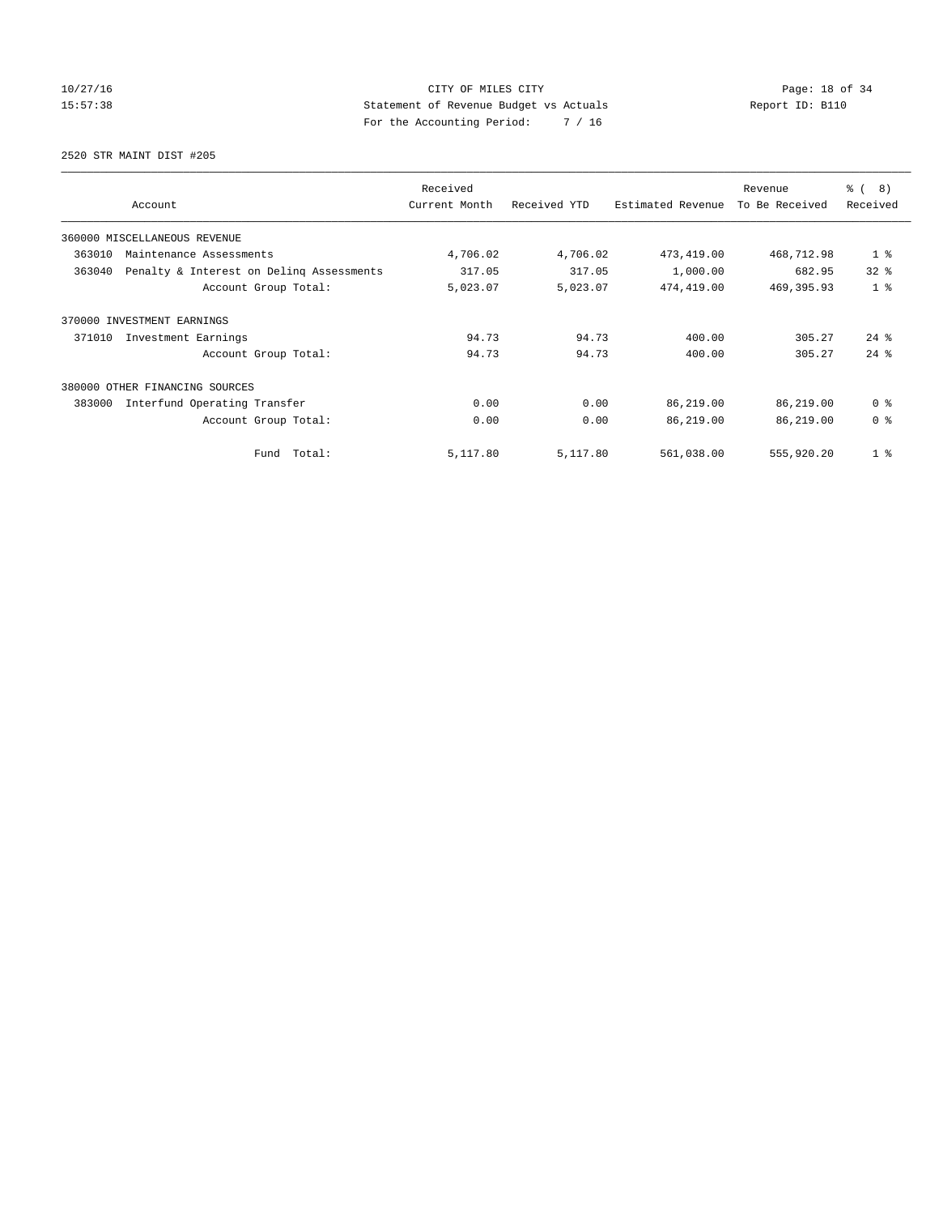CITY OF MILES CITY
Statement of Revenue Budget vs Actuals
For the Accounting Period: 7 / 16

10/27/16
15:57:38

Report ID: B110

2520 STR MAINT DIST #205

| Account | Received Current Month | Received YTD | Estimated Revenue | Revenue To Be Received | % ( 8) Received |
|---|---|---|---|---|---|
| 360000 MISCELLANEOUS REVENUE | | | | | |
| 363010 Maintenance Assessments | 4,706.02 | 4,706.02 | 473,419.00 | 468,712.98 | 1 % |
| 363040 Penalty & Interest on Delinq Assessments | 317.05 | 317.05 | 1,000.00 | 682.95 | 32 % |
| Account Group Total: | 5,023.07 | 5,023.07 | 474,419.00 | 469,395.93 | 1 % |
| 370000 INVESTMENT EARNINGS | | | | | |
| 371010 Investment Earnings | 94.73 | 94.73 | 400.00 | 305.27 | 24 % |
| Account Group Total: | 94.73 | 94.73 | 400.00 | 305.27 | 24 % |
| 380000 OTHER FINANCING SOURCES | | | | | |
| 383000 Interfund Operating Transfer | 0.00 | 0.00 | 86,219.00 | 86,219.00 | 0 % |
| Account Group Total: | 0.00 | 0.00 | 86,219.00 | 86,219.00 | 0 % |
| Fund Total: | 5,117.80 | 5,117.80 | 561,038.00 | 555,920.20 | 1 % |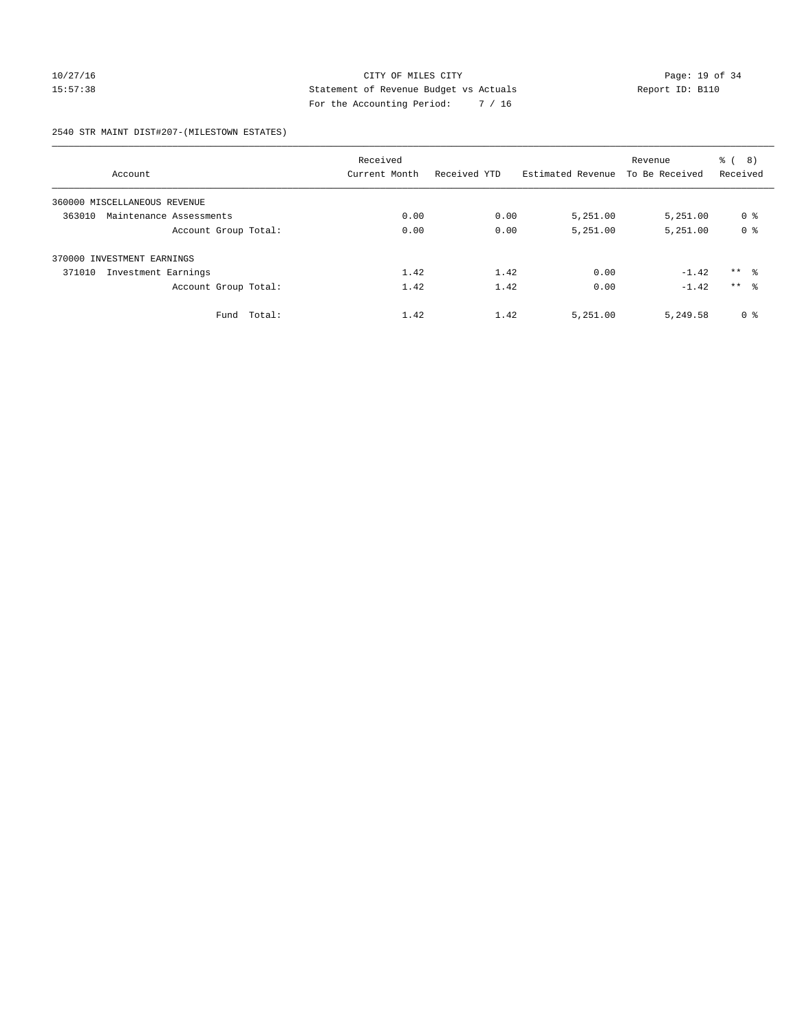CITY OF MILES CITY

Statement of Revenue Budget vs Actuals

For the Accounting Period: 7 / 16

2540 STR MAINT DIST#207-(MILESTOWN ESTATES)

| Account | Received Current Month | Received YTD | Estimated Revenue | Revenue To Be Received | % ( 8) Received |
|---|---|---|---|---|---|
| 360000 MISCELLANEOUS REVENUE | | | | | |
| 363010 Maintenance Assessments | 0.00 | 0.00 | 5,251.00 | 5,251.00 | 0 % |
| Account Group Total: | 0.00 | 0.00 | 5,251.00 | 5,251.00 | 0 % |
| 370000 INVESTMENT EARNINGS | | | | | |
| 371010 Investment Earnings | 1.42 | 1.42 | 0.00 | -1.42 | ** % |
| Account Group Total: | 1.42 | 1.42 | 0.00 | -1.42 | ** % |
| Fund Total: | 1.42 | 1.42 | 5,251.00 | 5,249.58 | 0 % |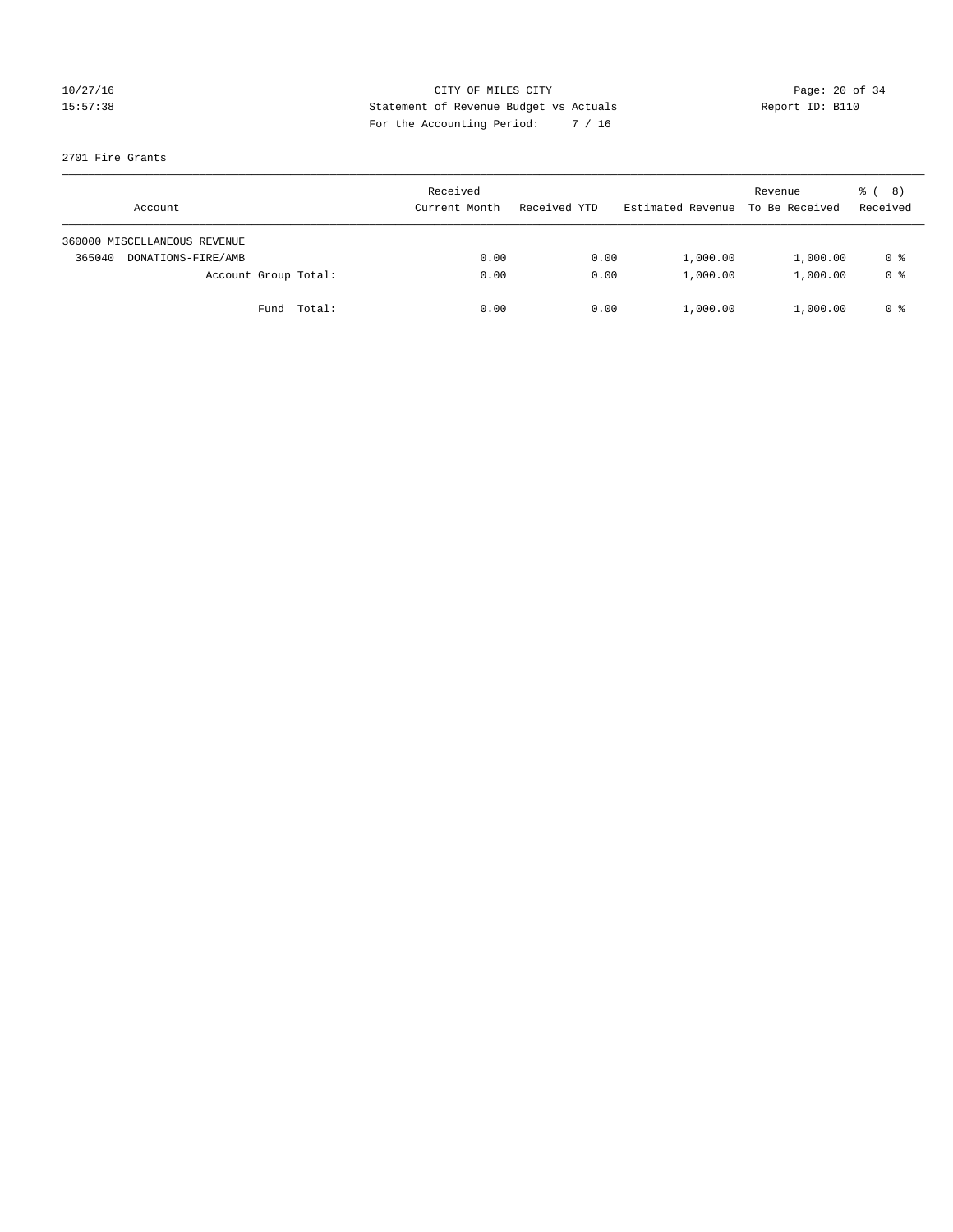CITY OF MILES CITY
Statement of Revenue Budget vs Actuals
For the Accounting Period: 7 / 16

10/27/16
15:57:38

Report ID: B110

2701 Fire Grants

| Account | Received Current Month | Received YTD | Estimated Revenue | Revenue To Be Received | % ( 8) Received |
|---|---|---|---|---|---|
| 360000 MISCELLANEOUS REVENUE | | | | | |
| 365040 DONATIONS-FIRE/AMB | 0.00 | 0.00 | 1,000.00 | 1,000.00 | 0 % |
| Account Group Total: | 0.00 | 0.00 | 1,000.00 | 1,000.00 | 0 % |
| Fund Total: | 0.00 | 0.00 | 1,000.00 | 1,000.00 | 0 % |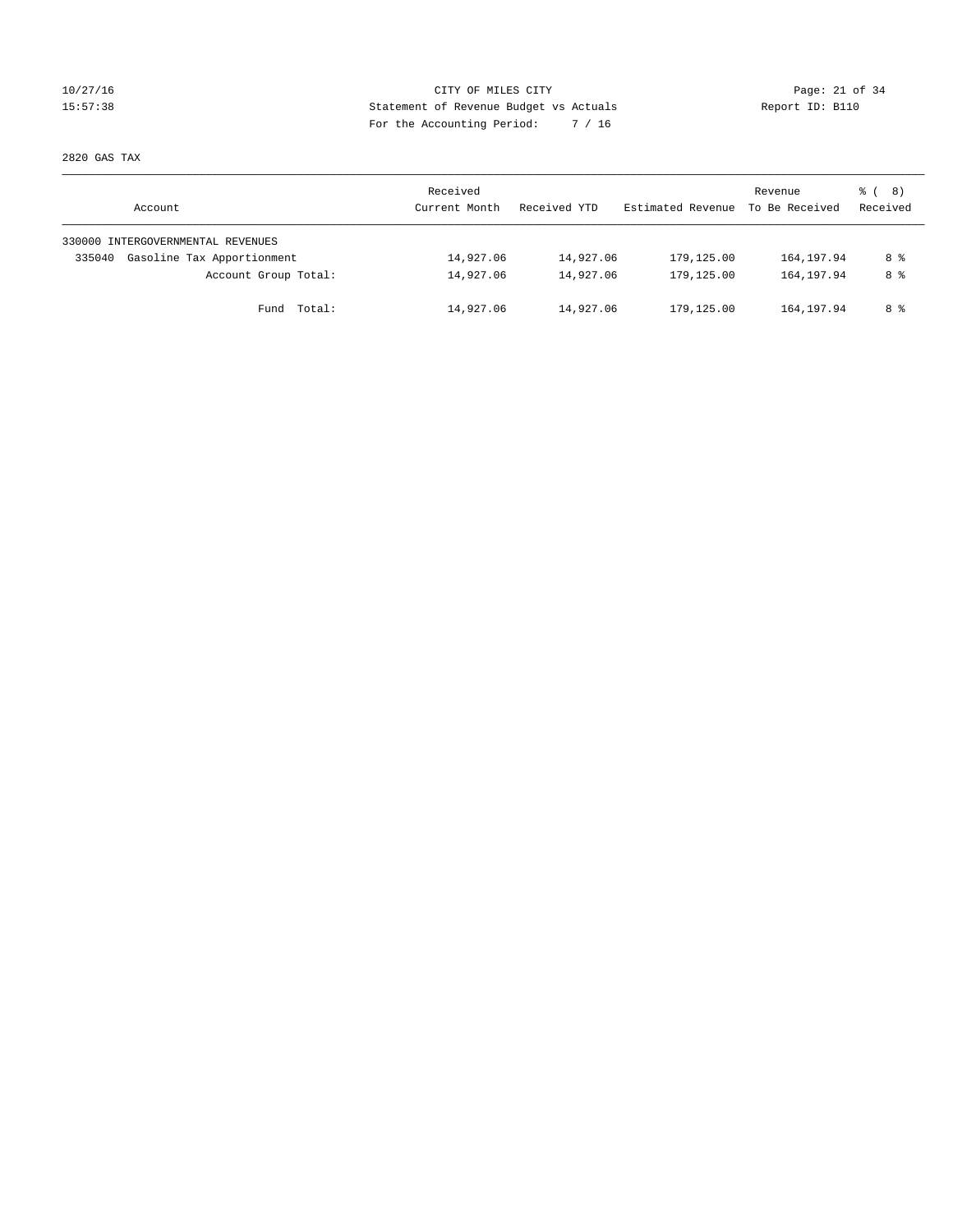CITY OF MILES CITY
Statement of Revenue Budget vs Actuals
For the Accounting Period: 7 / 16

10/27/16
15:57:38

Report ID: B110

2820 GAS TAX

| Account | Received Current Month | Received YTD | Estimated Revenue | Revenue To Be Received | % ( 8) Received |
|---|---|---|---|---|---|
| 330000 INTERGOVERNMENTAL REVENUES | | | | | |
| 335040 Gasoline Tax Apportionment | 14,927.06 | 14,927.06 | 179,125.00 | 164,197.94 | 8 % |
| Account Group Total: | 14,927.06 | 14,927.06 | 179,125.00 | 164,197.94 | 8 % |
| Fund Total: | 14,927.06 | 14,927.06 | 179,125.00 | 164,197.94 | 8 % |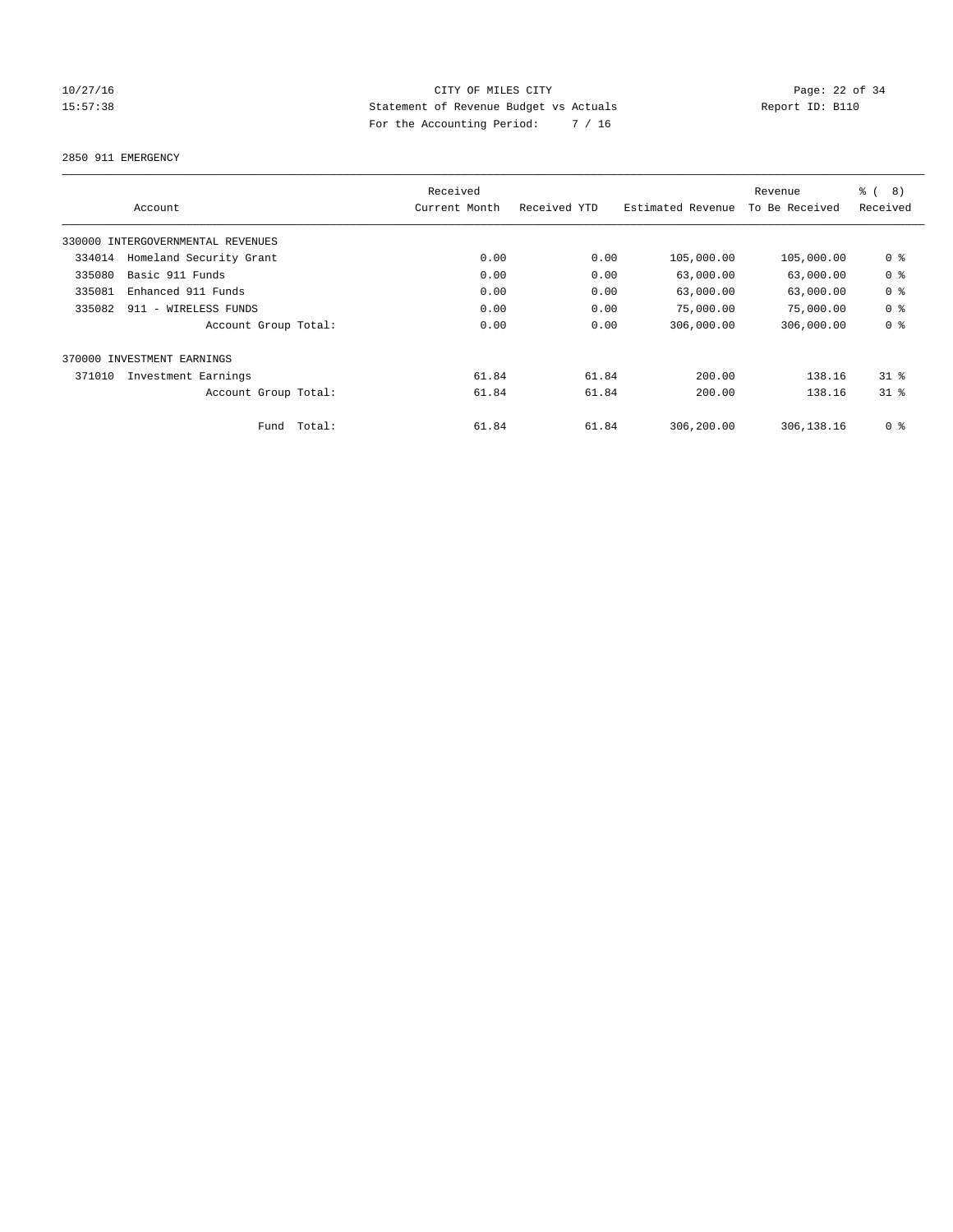CITY OF MILES CITY
Statement of Revenue Budget vs Actuals
For the Accounting Period: 7 / 16

10/27/16
15:57:38

Report ID: B110

## 2850 911 EMERGENCY

| Account | Received Current Month | Received YTD | Estimated Revenue | Revenue To Be Received | % ( 8) Received |
|---|---|---|---|---|---|
| 330000 INTERGOVERNMENTAL REVENUES | | | | | |
| 334014 Homeland Security Grant | 0.00 | 0.00 | 105,000.00 | 105,000.00 | 0 % |
| 335080 Basic 911 Funds | 0.00 | 0.00 | 63,000.00 | 63,000.00 | 0 % |
| 335081 Enhanced 911 Funds | 0.00 | 0.00 | 63,000.00 | 63,000.00 | 0 % |
| 335082 911 - WIRELESS FUNDS | 0.00 | 0.00 | 75,000.00 | 75,000.00 | 0 % |
| Account Group Total: | 0.00 | 0.00 | 306,000.00 | 306,000.00 | 0 % |
| 370000 INVESTMENT EARNINGS | | | | | |
| 371010 Investment Earnings | 61.84 | 61.84 | 200.00 | 138.16 | 31 % |
| Account Group Total: | 61.84 | 61.84 | 200.00 | 138.16 | 31 % |
| Fund Total: | 61.84 | 61.84 | 306,200.00 | 306,138.16 | 0 % |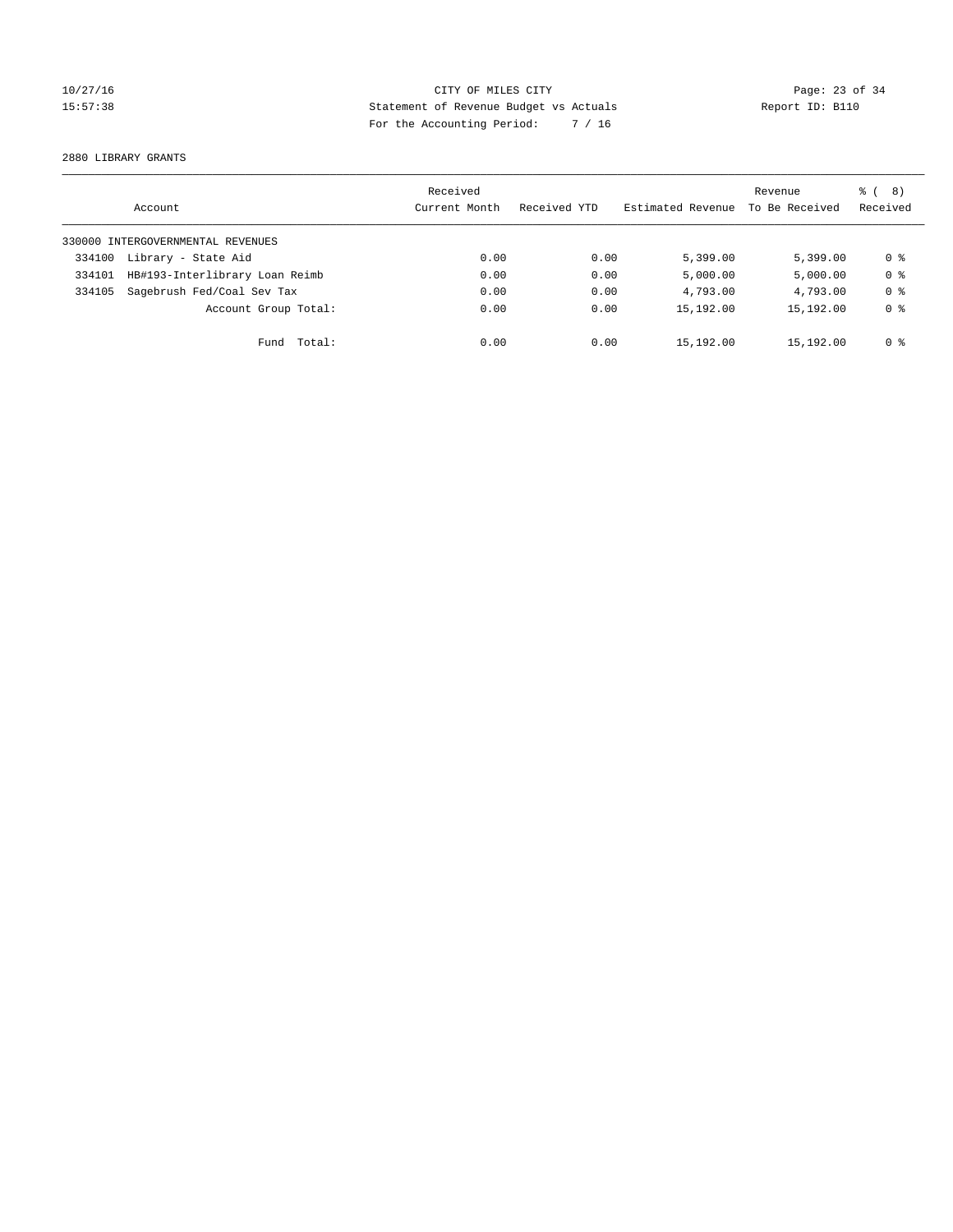CITY OF MILES CITY
Statement of Revenue Budget vs Actuals
For the Accounting Period: 7 / 16

10/27/16
15:57:38

Report ID: B110

2880 LIBRARY GRANTS

| Account | Received Current Month | Received YTD | Estimated Revenue | Revenue To Be Received | % ( 8) Received |
|---|---|---|---|---|---|
| 330000 INTERGOVERNMENTAL REVENUES | | | | | |
| 334100 Library - State Aid | 0.00 | 0.00 | 5,399.00 | 5,399.00 | 0 % |
| 334101 HB#193-Interlibrary Loan Reimb | 0.00 | 0.00 | 5,000.00 | 5,000.00 | 0 % |
| 334105 Sagebrush Fed/Coal Sev Tax | 0.00 | 0.00 | 4,793.00 | 4,793.00 | 0 % |
| Account Group Total: | 0.00 | 0.00 | 15,192.00 | 15,192.00 | 0 % |
| Fund Total: | 0.00 | 0.00 | 15,192.00 | 15,192.00 | 0 % |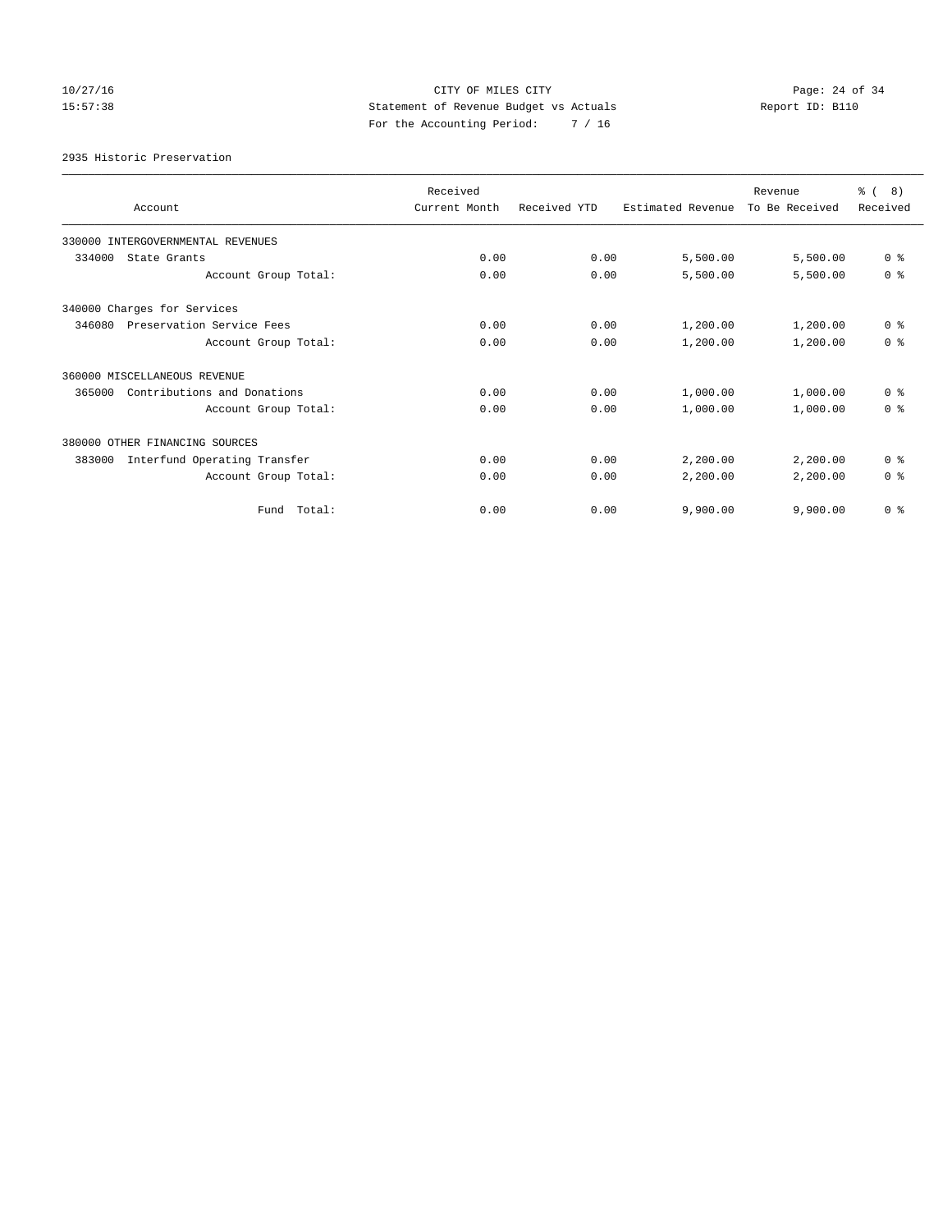CITY OF MILES CITY
Statement of Revenue Budget vs Actuals
For the Accounting Period: 7 / 16

2935 Historic Preservation

| Account | Received Current Month | Received YTD | Estimated Revenue | Revenue To Be Received | % ( 8) Received |
|---|---|---|---|---|---|
| 330000 INTERGOVERNMENTAL REVENUES | | | | | |
| 334000 State Grants | 0.00 | 0.00 | 5,500.00 | 5,500.00 | 0 % |
| Account Group Total: | 0.00 | 0.00 | 5,500.00 | 5,500.00 | 0 % |
| 340000 Charges for Services | | | | | |
| 346080 Preservation Service Fees | 0.00 | 0.00 | 1,200.00 | 1,200.00 | 0 % |
| Account Group Total: | 0.00 | 0.00 | 1,200.00 | 1,200.00 | 0 % |
| 360000 MISCELLANEOUS REVENUE | | | | | |
| 365000 Contributions and Donations | 0.00 | 0.00 | 1,000.00 | 1,000.00 | 0 % |
| Account Group Total: | 0.00 | 0.00 | 1,000.00 | 1,000.00 | 0 % |
| 380000 OTHER FINANCING SOURCES | | | | | |
| 383000 Interfund Operating Transfer | 0.00 | 0.00 | 2,200.00 | 2,200.00 | 0 % |
| Account Group Total: | 0.00 | 0.00 | 2,200.00 | 2,200.00 | 0 % |
| Fund Total: | 0.00 | 0.00 | 9,900.00 | 9,900.00 | 0 % |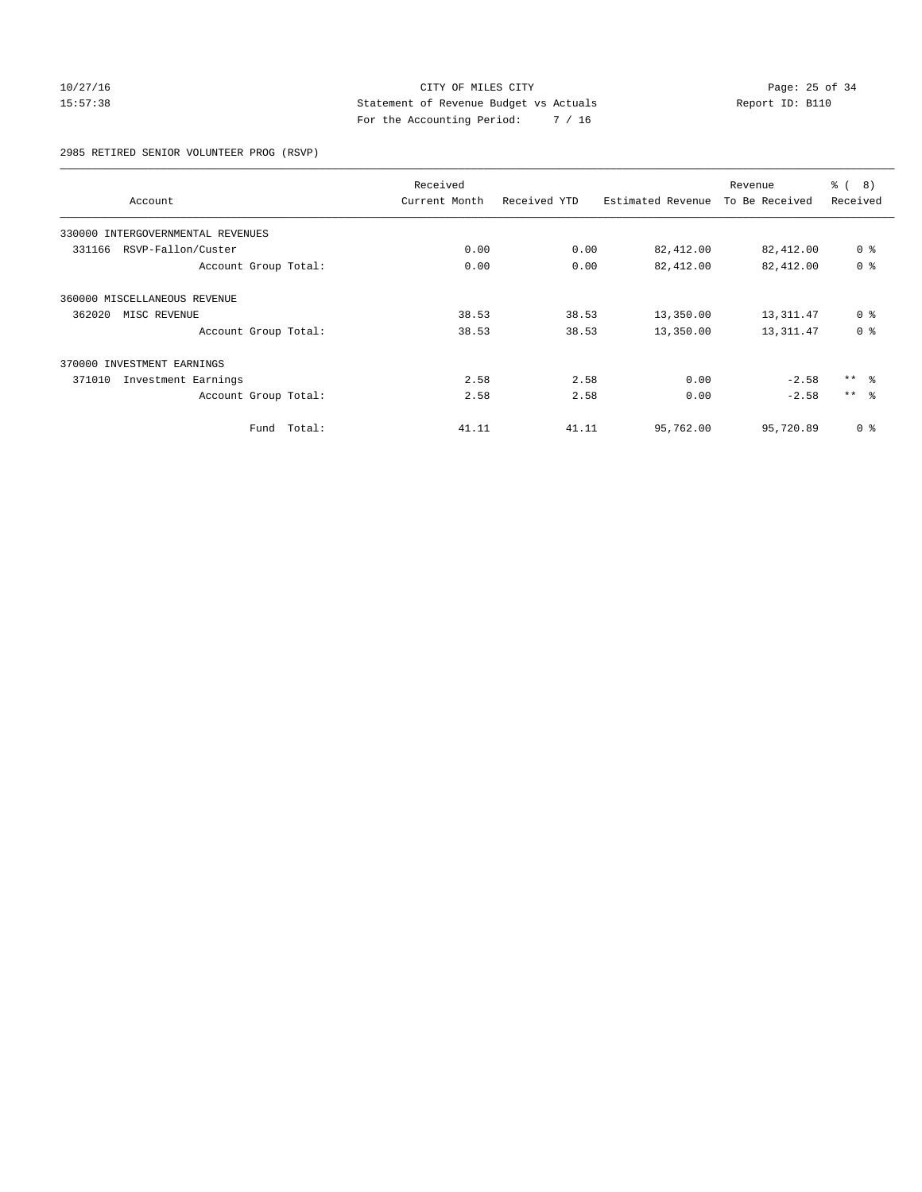10/27/16 CITY OF MILES CITY
15:57:38 Statement of Revenue Budget vs Actuals Report ID: B110
For the Accounting Period: 7 / 16

2985 RETIRED SENIOR VOLUNTEER PROG (RSVP)

| Account | Received Current Month | Received YTD | Estimated Revenue | Revenue To Be Received | % ( 8) Received |
|---|---|---|---|---|---|
| 330000 INTERGOVERNMENTAL REVENUES | | | | | |
| 331166 RSVP-Fallon/Custer | 0.00 | 0.00 | 82,412.00 | 82,412.00 | 0 % |
| Account Group Total: | 0.00 | 0.00 | 82,412.00 | 82,412.00 | 0 % |
| 360000 MISCELLANEOUS REVENUE | | | | | |
| 362020 MISC REVENUE | 38.53 | 38.53 | 13,350.00 | 13,311.47 | 0 % |
| Account Group Total: | 38.53 | 38.53 | 13,350.00 | 13,311.47 | 0 % |
| 370000 INVESTMENT EARNINGS | | | | | |
| 371010 Investment Earnings | 2.58 | 2.58 | 0.00 | -2.58 | ** % |
| Account Group Total: | 2.58 | 2.58 | 0.00 | -2.58 | ** % |
| Fund Total: | 41.11 | 41.11 | 95,762.00 | 95,720.89 | 0 % |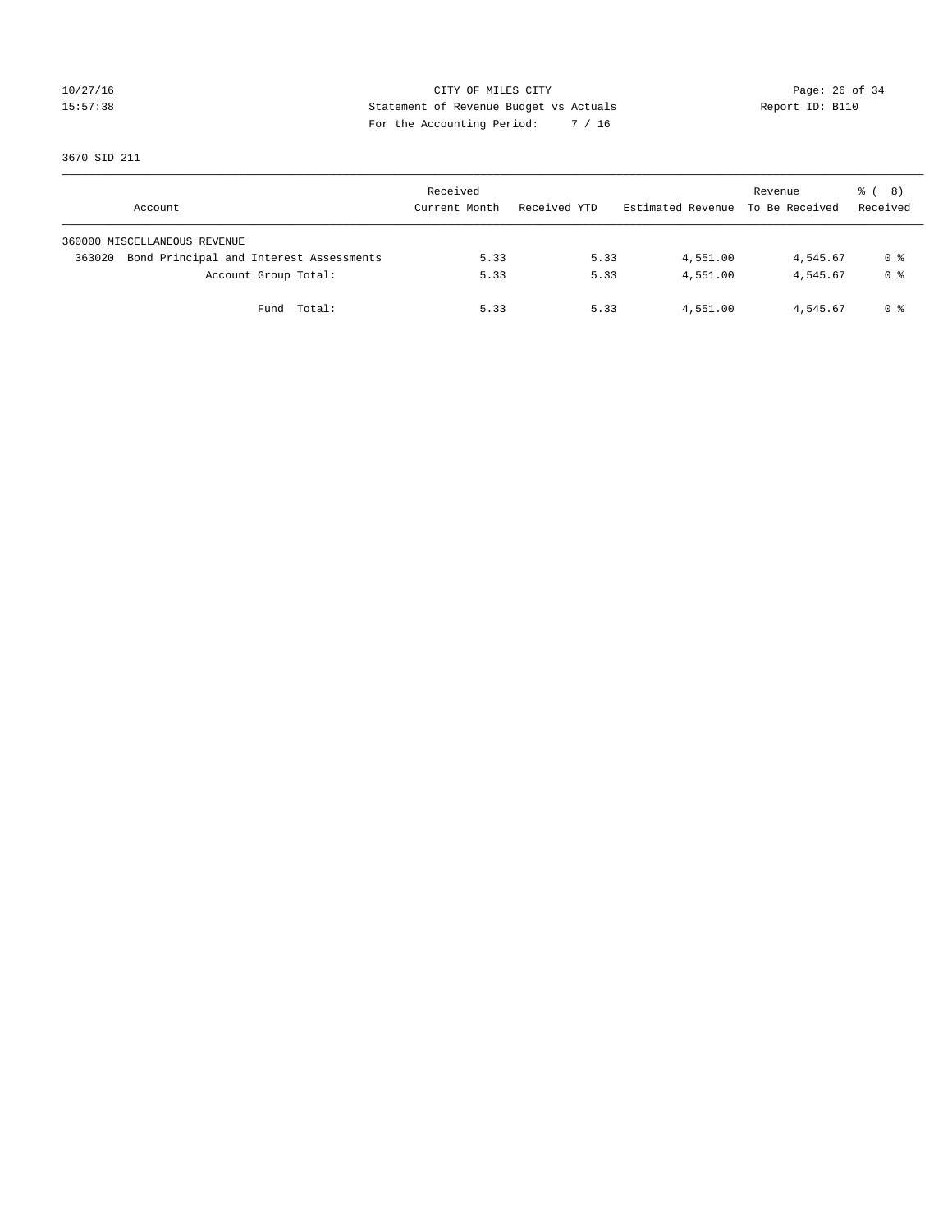CITY OF MILES CITY
Statement of Revenue Budget vs Actuals
For the Accounting Period: 7 / 16

10/27/16
15:57:38

Report ID: B110

3670 SID 211

| Account | Received Current Month | Received YTD | Estimated Revenue | Revenue To Be Received | % ( 8) Received |
|---|---|---|---|---|---|
| 360000 MISCELLANEOUS REVENUE | | | | | |
| 363020 Bond Principal and Interest Assessments | 5.33 | 5.33 | 4,551.00 | 4,545.67 | 0 % |
| Account Group Total: | 5.33 | 5.33 | 4,551.00 | 4,545.67 | 0 % |
| Fund Total: | 5.33 | 5.33 | 4,551.00 | 4,545.67 | 0 % |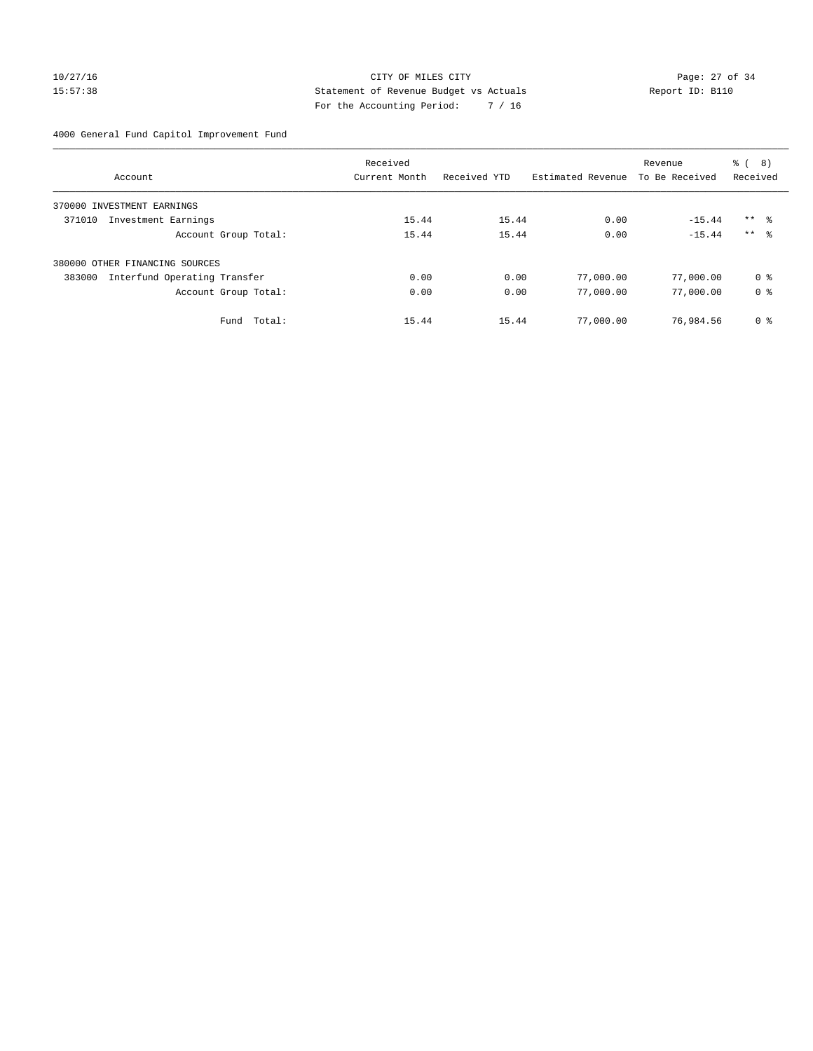CITY OF MILES CITY
Statement of Revenue Budget vs Actuals
For the Accounting Period: 7 / 16

10/27/16
15:57:38

Report ID: B110

4000 General Fund Capitol Improvement Fund

| Account | Received Current Month | Received YTD | Estimated Revenue | Revenue To Be Received | % ( 8) Received |
|---|---|---|---|---|---|
| 370000 INVESTMENT EARNINGS | | | | | |
| 371010 Investment Earnings | 15.44 | 15.44 | 0.00 | -15.44 | ** % |
| Account Group Total: | 15.44 | 15.44 | 0.00 | -15.44 | ** % |
| 380000 OTHER FINANCING SOURCES | | | | | |
| 383000 Interfund Operating Transfer | 0.00 | 0.00 | 77,000.00 | 77,000.00 | 0 % |
| Account Group Total: | 0.00 | 0.00 | 77,000.00 | 77,000.00 | 0 % |
| Fund Total: | 15.44 | 15.44 | 77,000.00 | 76,984.56 | 0 % |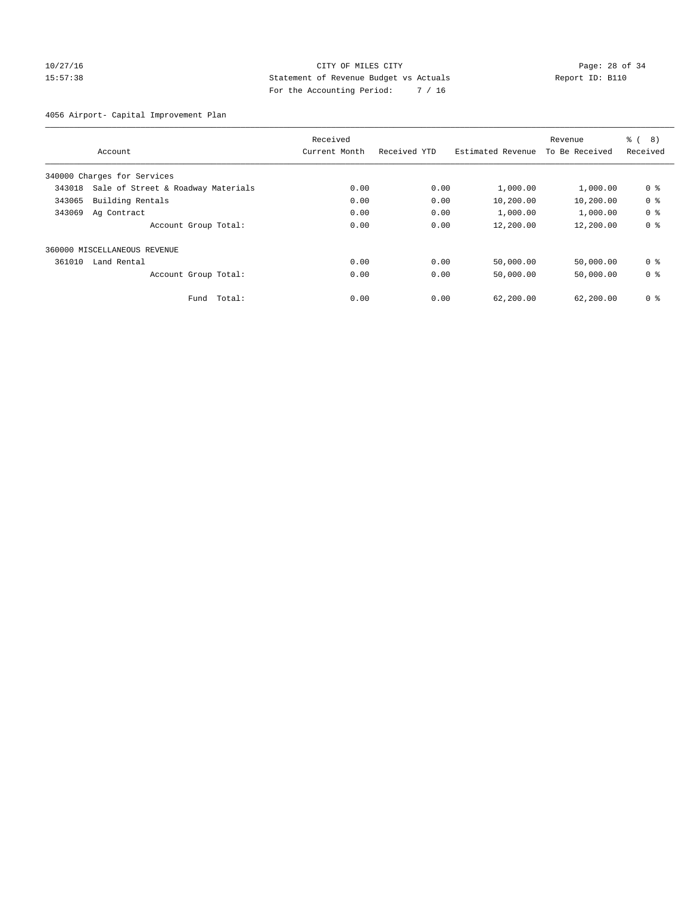CITY OF MILES CITY
Statement of Revenue Budget vs Actuals
For the Accounting Period: 7 / 16

10/27/16
15:57:38

Report ID: B110

4056 Airport- Capital Improvement Plan

| Account | Received Current Month | Received YTD | Estimated Revenue | Revenue To Be Received | % ( 8) Received |
|---|---|---|---|---|---|
| 340000 Charges for Services | | | | | |
| 343018 Sale of Street & Roadway Materials | 0.00 | 0.00 | 1,000.00 | 1,000.00 | 0 % |
| 343065 Building Rentals | 0.00 | 0.00 | 10,200.00 | 10,200.00 | 0 % |
| 343069 Ag Contract | 0.00 | 0.00 | 1,000.00 | 1,000.00 | 0 % |
| Account Group Total: | 0.00 | 0.00 | 12,200.00 | 12,200.00 | 0 % |
| 360000 MISCELLANEOUS REVENUE | | | | | |
| 361010 Land Rental | 0.00 | 0.00 | 50,000.00 | 50,000.00 | 0 % |
| Account Group Total: | 0.00 | 0.00 | 50,000.00 | 50,000.00 | 0 % |
| Fund Total: | 0.00 | 0.00 | 62,200.00 | 62,200.00 | 0 % |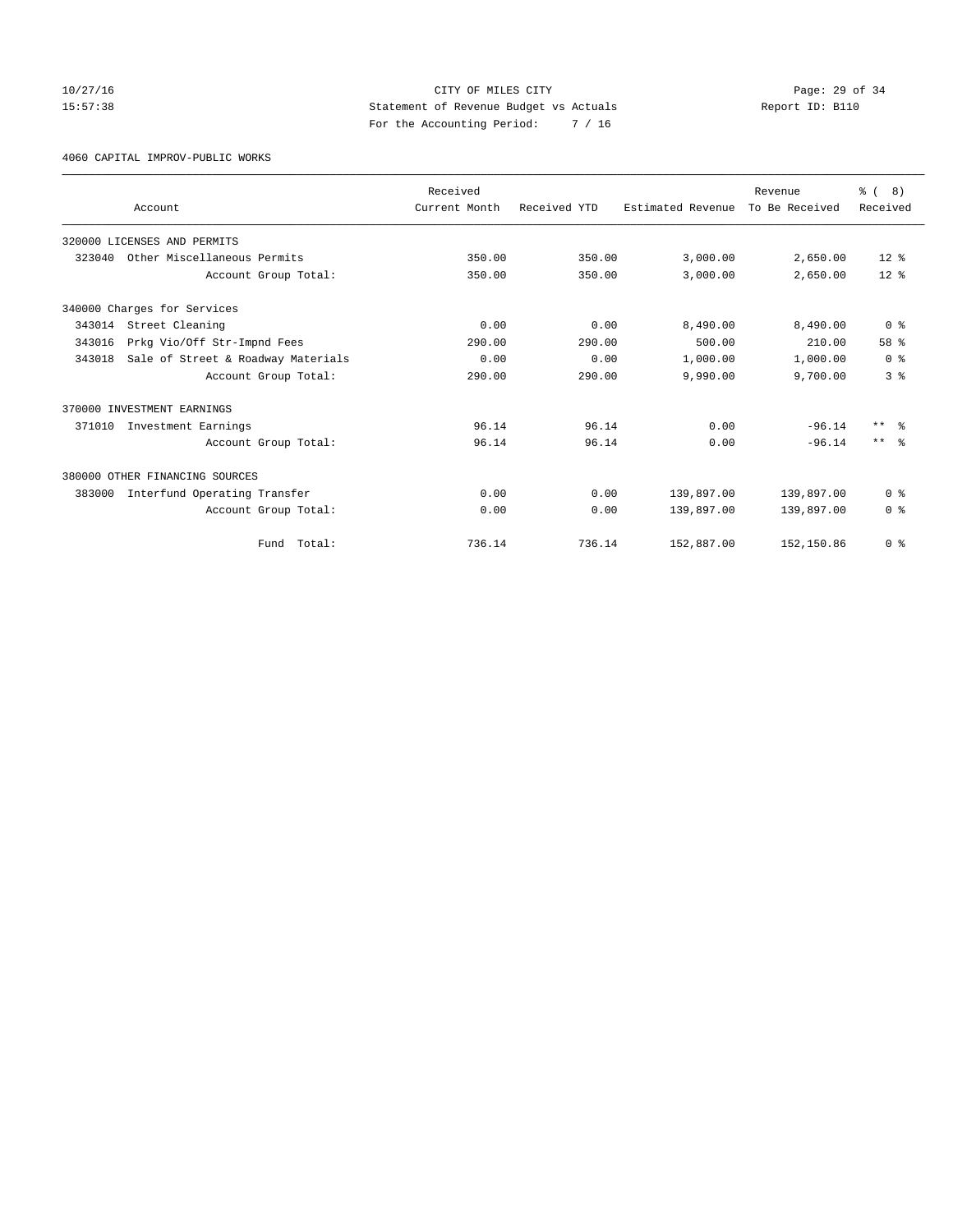CITY OF MILES CITY
Statement of Revenue Budget vs Actuals
For the Accounting Period: 7 / 16

4060 CAPITAL IMPROV-PUBLIC WORKS

| Account | Received Current Month | Received YTD | Estimated Revenue | Revenue To Be Received | % ( 8) Received |
|---|---|---|---|---|---|
| 320000 LICENSES AND PERMITS | | | | | |
| 323040 Other Miscellaneous Permits | 350.00 | 350.00 | 3,000.00 | 2,650.00 | 12 % |
| Account Group Total: | 350.00 | 350.00 | 3,000.00 | 2,650.00 | 12 % |
| 340000 Charges for Services | | | | | |
| 343014 Street Cleaning | 0.00 | 0.00 | 8,490.00 | 8,490.00 | 0 % |
| 343016 Prkg Vio/Off Str-Impnd Fees | 290.00 | 290.00 | 500.00 | 210.00 | 58 % |
| 343018 Sale of Street & Roadway Materials | 0.00 | 0.00 | 1,000.00 | 1,000.00 | 0 % |
| Account Group Total: | 290.00 | 290.00 | 9,990.00 | 9,700.00 | 3 % |
| 370000 INVESTMENT EARNINGS | | | | | |
| 371010 Investment Earnings | 96.14 | 96.14 | 0.00 | -96.14 | ** % |
| Account Group Total: | 96.14 | 96.14 | 0.00 | -96.14 | ** % |
| 380000 OTHER FINANCING SOURCES | | | | | |
| 383000 Interfund Operating Transfer | 0.00 | 0.00 | 139,897.00 | 139,897.00 | 0 % |
| Account Group Total: | 0.00 | 0.00 | 139,897.00 | 139,897.00 | 0 % |
| Fund Total: | 736.14 | 736.14 | 152,887.00 | 152,150.86 | 0 % |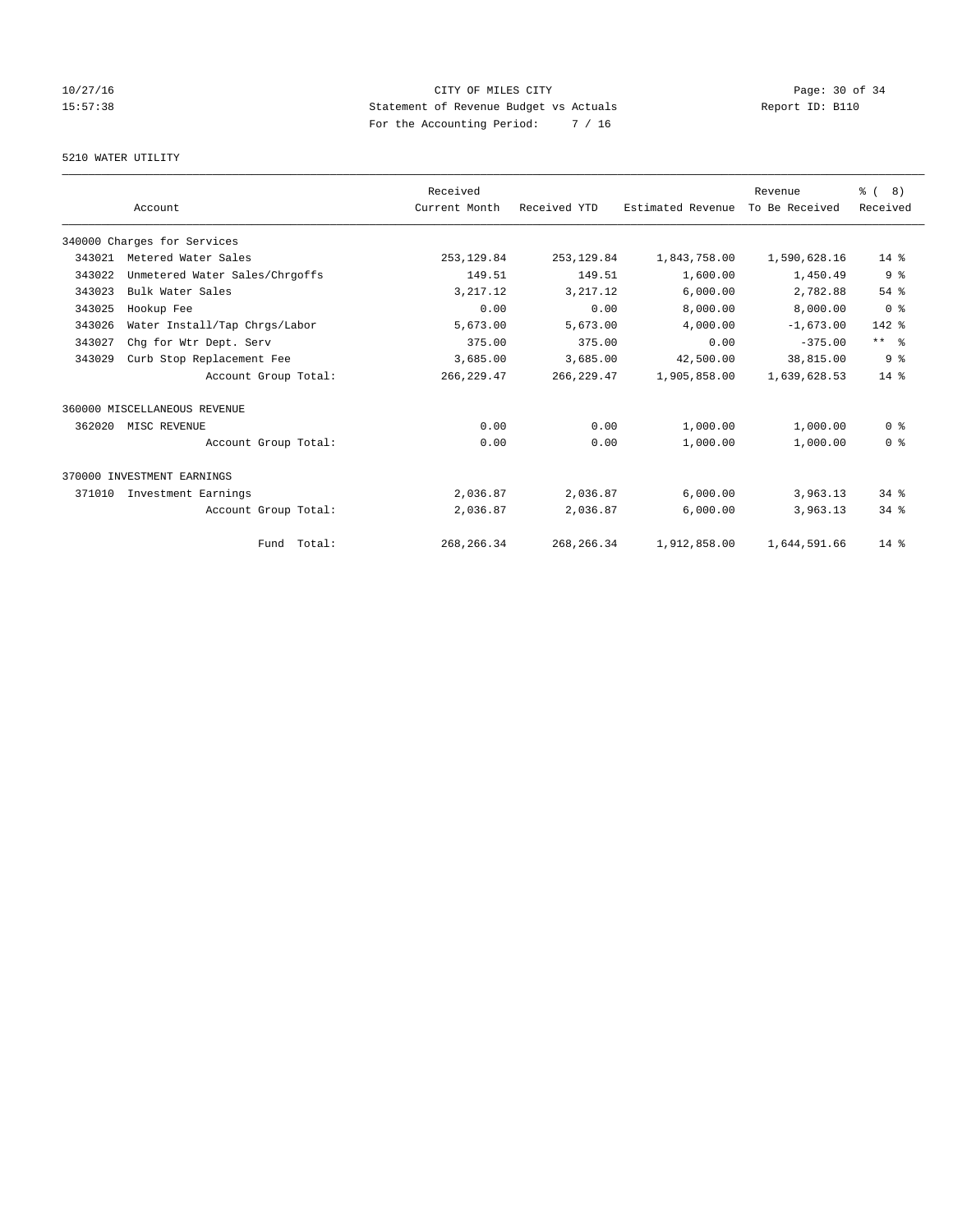CITY OF MILES CITY

Statement of Revenue Budget vs Actuals

For the Accounting Period: 7 / 16

10/27/16 15:57:38 Report ID: B110

5210 WATER UTILITY

| Account | | Received Current Month | Received YTD | Estimated Revenue | Revenue To Be Received | % ( 8) Received |
|---|---|---|---|---|---|---|
| 340000 Charges for Services | | | | | | |
| 343021 | Metered Water Sales | 253,129.84 | 253,129.84 | 1,843,758.00 | 1,590,628.16 | 14 % |
| 343022 | Unmetered Water Sales/Chrgoffs | 149.51 | 149.51 | 1,600.00 | 1,450.49 | 9 % |
| 343023 | Bulk Water Sales | 3,217.12 | 3,217.12 | 6,000.00 | 2,782.88 | 54 % |
| 343025 | Hookup Fee | 0.00 | 0.00 | 8,000.00 | 8,000.00 | 0 % |
| 343026 | Water Install/Tap Chrgs/Labor | 5,673.00 | 5,673.00 | 4,000.00 | -1,673.00 | 142 % |
| 343027 | Chg for Wtr Dept. Serv | 375.00 | 375.00 | 0.00 | -375.00 | ** % |
| 343029 | Curb Stop Replacement Fee | 3,685.00 | 3,685.00 | 42,500.00 | 38,815.00 | 9 % |
| | Account Group Total: | 266,229.47 | 266,229.47 | 1,905,858.00 | 1,639,628.53 | 14 % |
| 360000 MISCELLANEOUS REVENUE | | | | | | |
| 362020 | MISC REVENUE | 0.00 | 0.00 | 1,000.00 | 1,000.00 | 0 % |
| | Account Group Total: | 0.00 | 0.00 | 1,000.00 | 1,000.00 | 0 % |
| 370000 INVESTMENT EARNINGS | | | | | | |
| 371010 | Investment Earnings | 2,036.87 | 2,036.87 | 6,000.00 | 3,963.13 | 34 % |
| | Account Group Total: | 2,036.87 | 2,036.87 | 6,000.00 | 3,963.13 | 34 % |
| | Fund Total: | 268,266.34 | 268,266.34 | 1,912,858.00 | 1,644,591.66 | 14 % |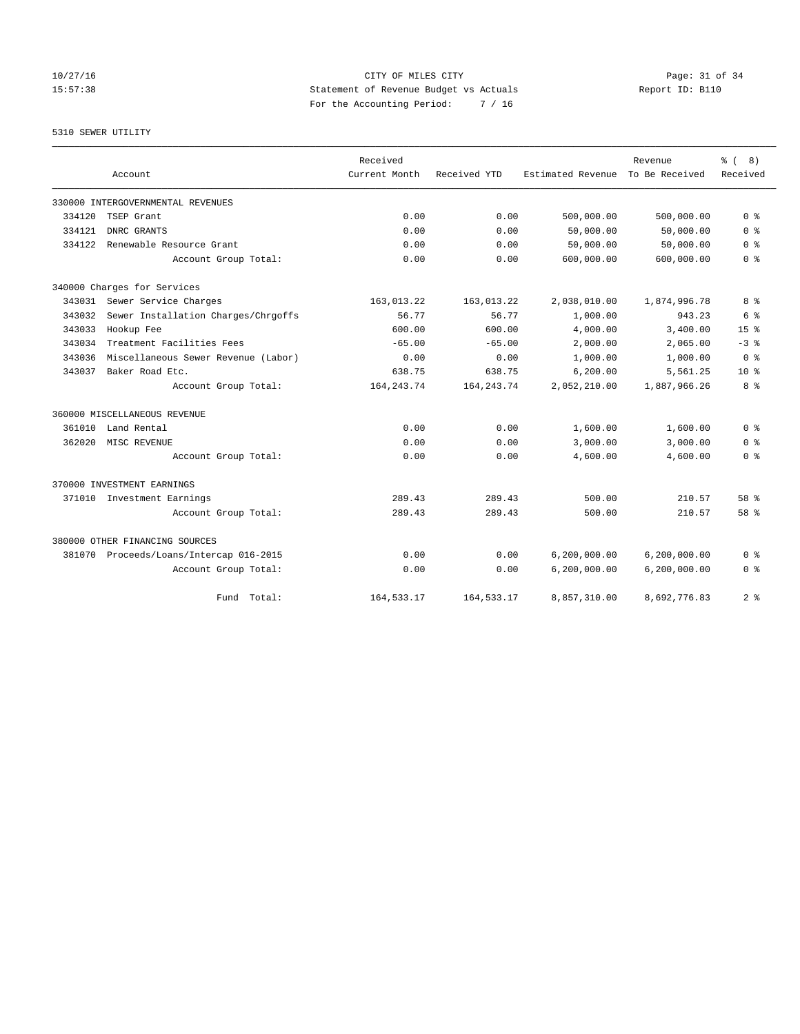CITY OF MILES CITY
Statement of Revenue Budget vs Actuals
For the Accounting Period: 7 / 16

10/27/16
15:57:38

Report ID: B110

## 5310 SEWER UTILITY

| Account | | Received Current Month | Received YTD | Estimated Revenue | Revenue To Be Received | % ( 8) Received |
|---|---|---|---|---|---|---|
| 330000 INTERGOVERNMENTAL REVENUES | | | | | | |
| 334120 | TSEP Grant | 0.00 | 0.00 | 500,000.00 | 500,000.00 | 0 % |
| 334121 | DNRC GRANTS | 0.00 | 0.00 | 50,000.00 | 50,000.00 | 0 % |
| 334122 | Renewable Resource Grant | 0.00 | 0.00 | 50,000.00 | 50,000.00 | 0 % |
| | Account Group Total: | 0.00 | 0.00 | 600,000.00 | 600,000.00 | 0 % |
| 340000 Charges for Services | | | | | | |
| 343031 | Sewer Service Charges | 163,013.22 | 163,013.22 | 2,038,010.00 | 1,874,996.78 | 8 % |
| 343032 | Sewer Installation Charges/Chrgoffs | 56.77 | 56.77 | 1,000.00 | 943.23 | 6 % |
| 343033 | Hookup Fee | 600.00 | 600.00 | 4,000.00 | 3,400.00 | 15 % |
| 343034 | Treatment Facilities Fees | -65.00 | -65.00 | 2,000.00 | 2,065.00 | -3 % |
| 343036 | Miscellaneous Sewer Revenue (Labor) | 0.00 | 0.00 | 1,000.00 | 1,000.00 | 0 % |
| 343037 | Baker Road Etc. | 638.75 | 638.75 | 6,200.00 | 5,561.25 | 10 % |
| | Account Group Total: | 164,243.74 | 164,243.74 | 2,052,210.00 | 1,887,966.26 | 8 % |
| 360000 MISCELLANEOUS REVENUE | | | | | | |
| 361010 | Land Rental | 0.00 | 0.00 | 1,600.00 | 1,600.00 | 0 % |
| 362020 | MISC REVENUE | 0.00 | 0.00 | 3,000.00 | 3,000.00 | 0 % |
| | Account Group Total: | 0.00 | 0.00 | 4,600.00 | 4,600.00 | 0 % |
| 370000 INVESTMENT EARNINGS | | | | | | |
| 371010 | Investment Earnings | 289.43 | 289.43 | 500.00 | 210.57 | 58 % |
| | Account Group Total: | 289.43 | 289.43 | 500.00 | 210.57 | 58 % |
| 380000 OTHER FINANCING SOURCES | | | | | | |
| 381070 | Proceeds/Loans/Intercap 016-2015 | 0.00 | 0.00 | 6,200,000.00 | 6,200,000.00 | 0 % |
| | Account Group Total: | 0.00 | 0.00 | 6,200,000.00 | 6,200,000.00 | 0 % |
| | Fund Total: | 164,533.17 | 164,533.17 | 8,857,310.00 | 8,692,776.83 | 2 % |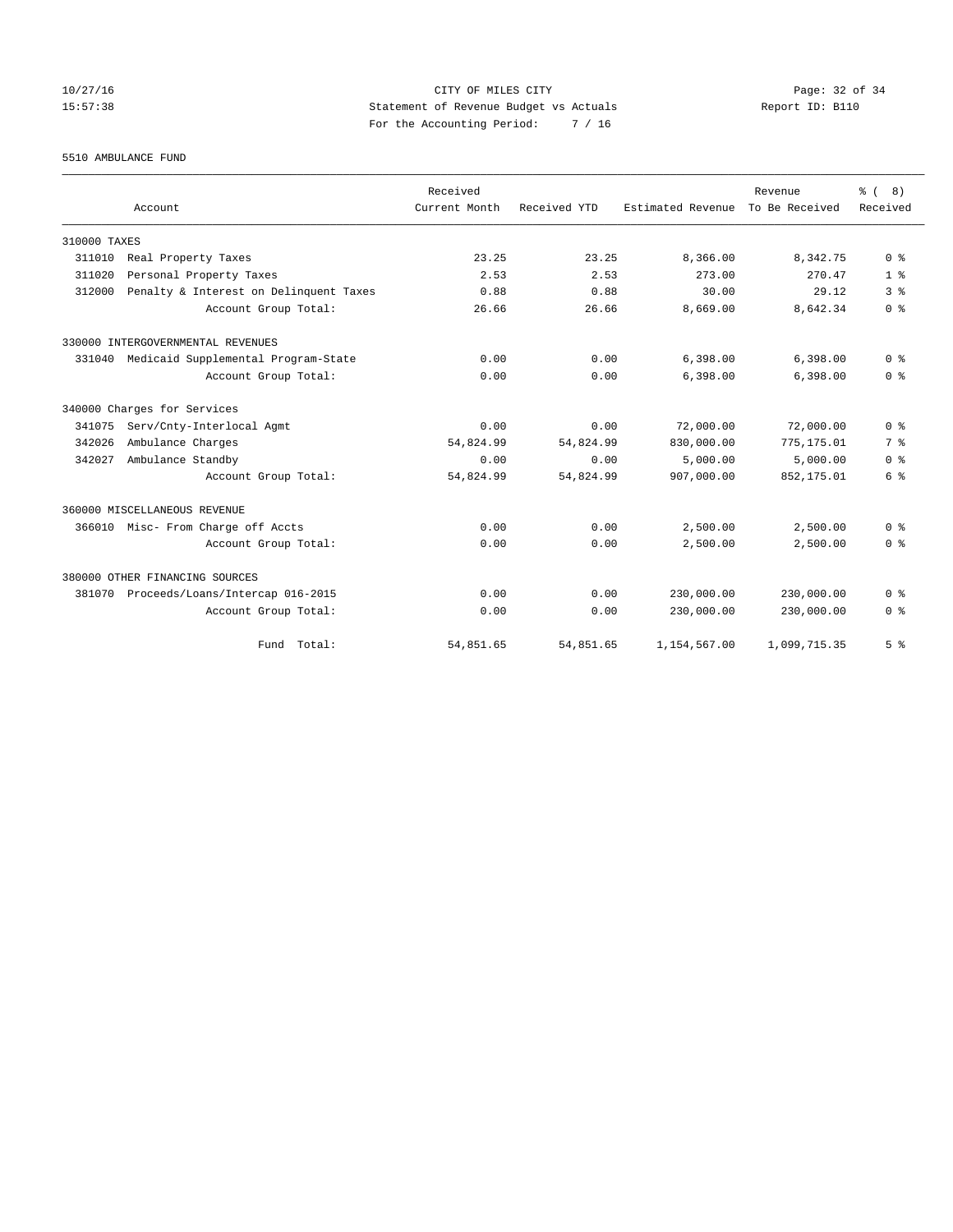CITY OF MILES CITY
Statement of Revenue Budget vs Actuals
For the Accounting Period: 7 / 16

10/27/16
15:57:38

Report ID: B110

5510 AMBULANCE FUND

| Account | Received Current Month | Received YTD | Estimated Revenue | Revenue To Be Received | % ( 8) Received |
|---|---|---|---|---|---|
| 310000 TAXES | | | | | |
| 311010 Real Property Taxes | 23.25 | 23.25 | 8,366.00 | 8,342.75 | 0 % |
| 311020 Personal Property Taxes | 2.53 | 2.53 | 273.00 | 270.47 | 1 % |
| 312000 Penalty & Interest on Delinquent Taxes | 0.88 | 0.88 | 30.00 | 29.12 | 3 % |
| Account Group Total: | 26.66 | 26.66 | 8,669.00 | 8,642.34 | 0 % |
| 330000 INTERGOVERNMENTAL REVENUES | | | | | |
| 331040 Medicaid Supplemental Program-State | 0.00 | 0.00 | 6,398.00 | 6,398.00 | 0 % |
| Account Group Total: | 0.00 | 0.00 | 6,398.00 | 6,398.00 | 0 % |
| 340000 Charges for Services | | | | | |
| 341075 Serv/Cnty-Interlocal Agmt | 0.00 | 0.00 | 72,000.00 | 72,000.00 | 0 % |
| 342026 Ambulance Charges | 54,824.99 | 54,824.99 | 830,000.00 | 775,175.01 | 7 % |
| 342027 Ambulance Standby | 0.00 | 0.00 | 5,000.00 | 5,000.00 | 0 % |
| Account Group Total: | 54,824.99 | 54,824.99 | 907,000.00 | 852,175.01 | 6 % |
| 360000 MISCELLANEOUS REVENUE | | | | | |
| 366010 Misc- From Charge off Accts | 0.00 | 0.00 | 2,500.00 | 2,500.00 | 0 % |
| Account Group Total: | 0.00 | 0.00 | 2,500.00 | 2,500.00 | 0 % |
| 380000 OTHER FINANCING SOURCES | | | | | |
| 381070 Proceeds/Loans/Intercap 016-2015 | 0.00 | 0.00 | 230,000.00 | 230,000.00 | 0 % |
| Account Group Total: | 0.00 | 0.00 | 230,000.00 | 230,000.00 | 0 % |
| Fund Total: | 54,851.65 | 54,851.65 | 1,154,567.00 | 1,099,715.35 | 5 % |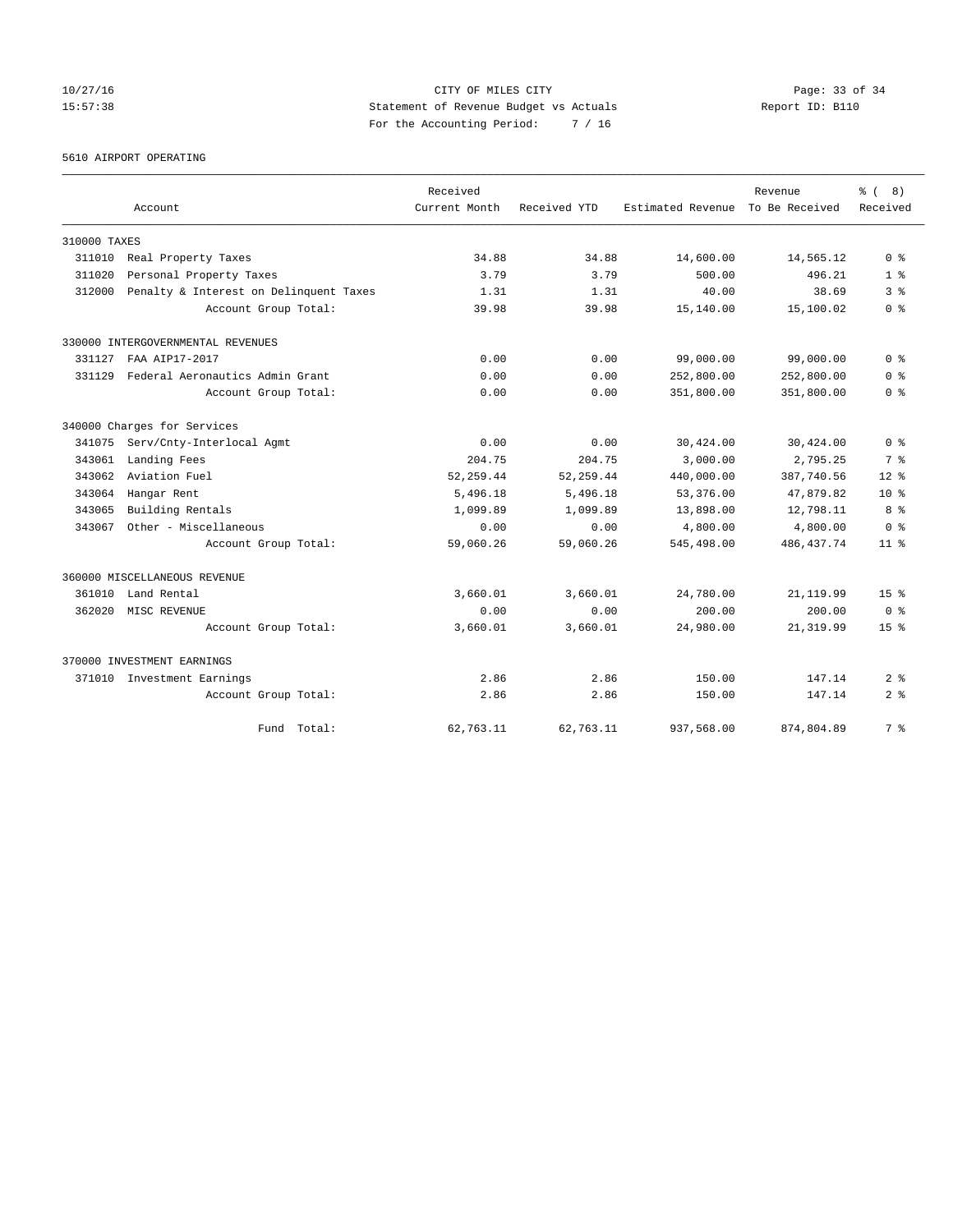CITY OF MILES CITY
Statement of Revenue Budget vs Actuals
For the Accounting Period: 7 / 16

10/27/16
15:57:38

Report ID: B110

5610 AIRPORT OPERATING

| Account | | Received Current Month | Received YTD | Estimated Revenue | Revenue To Be Received | % ( 8) Received |
|---|---|---|---|---|---|---|
| 310000 TAXES | | | | | | |
| 311010 | Real Property Taxes | 34.88 | 34.88 | 14,600.00 | 14,565.12 | 0 % |
| 311020 | Personal Property Taxes | 3.79 | 3.79 | 500.00 | 496.21 | 1 % |
| 312000 | Penalty & Interest on Delinquent Taxes | 1.31 | 1.31 | 40.00 | 38.69 | 3 % |
| | Account Group Total: | 39.98 | 39.98 | 15,140.00 | 15,100.02 | 0 % |
| 330000 INTERGOVERNMENTAL REVENUES | | | | | | |
| 331127 | FAA AIP17-2017 | 0.00 | 0.00 | 99,000.00 | 99,000.00 | 0 % |
| 331129 | Federal Aeronautics Admin Grant | 0.00 | 0.00 | 252,800.00 | 252,800.00 | 0 % |
| | Account Group Total: | 0.00 | 0.00 | 351,800.00 | 351,800.00 | 0 % |
| 340000 Charges for Services | | | | | | |
| 341075 | Serv/Cnty-Interlocal Agmt | 0.00 | 0.00 | 30,424.00 | 30,424.00 | 0 % |
| 343061 | Landing Fees | 204.75 | 204.75 | 3,000.00 | 2,795.25 | 7 % |
| 343062 | Aviation Fuel | 52,259.44 | 52,259.44 | 440,000.00 | 387,740.56 | 12 % |
| 343064 | Hangar Rent | 5,496.18 | 5,496.18 | 53,376.00 | 47,879.82 | 10 % |
| 343065 | Building Rentals | 1,099.89 | 1,099.89 | 13,898.00 | 12,798.11 | 8 % |
| 343067 | Other - Miscellaneous | 0.00 | 0.00 | 4,800.00 | 4,800.00 | 0 % |
| | Account Group Total: | 59,060.26 | 59,060.26 | 545,498.00 | 486,437.74 | 11 % |
| 360000 MISCELLANEOUS REVENUE | | | | | | |
| 361010 | Land Rental | 3,660.01 | 3,660.01 | 24,780.00 | 21,119.99 | 15 % |
| 362020 | MISC REVENUE | 0.00 | 0.00 | 200.00 | 200.00 | 0 % |
| | Account Group Total: | 3,660.01 | 3,660.01 | 24,980.00 | 21,319.99 | 15 % |
| 370000 INVESTMENT EARNINGS | | | | | | |
| 371010 | Investment Earnings | 2.86 | 2.86 | 150.00 | 147.14 | 2 % |
| | Account Group Total: | 2.86 | 2.86 | 150.00 | 147.14 | 2 % |
| | Fund Total: | 62,763.11 | 62,763.11 | 937,568.00 | 874,804.89 | 7 % |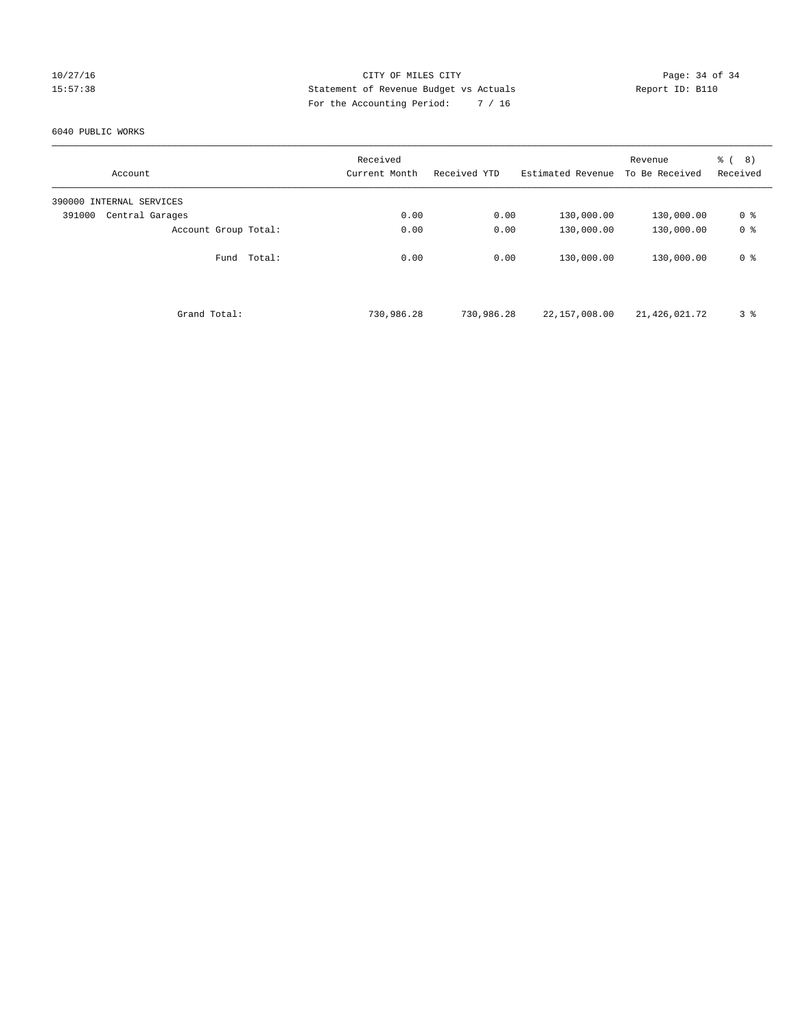CITY OF MILES CITY
Statement of Revenue Budget vs Actuals
For the Accounting Period: 7 / 16

10/27/16
15:57:38

Report ID: B110

6040 PUBLIC WORKS

| Account | Received Current Month | Received YTD | Estimated Revenue | Revenue To Be Received | % ( 8) Received |
|---|---|---|---|---|---|
| 390000 INTERNAL SERVICES | | | | | |
| 391000 Central Garages | 0.00 | 0.00 | 130,000.00 | 130,000.00 | 0 % |
| Account Group Total: | 0.00 | 0.00 | 130,000.00 | 130,000.00 | 0 % |
| Fund Total: | 0.00 | 0.00 | 130,000.00 | 130,000.00 | 0 % |
| Grand Total: | 730,986.28 | 730,986.28 | 22,157,008.00 | 21,426,021.72 | 3 % |